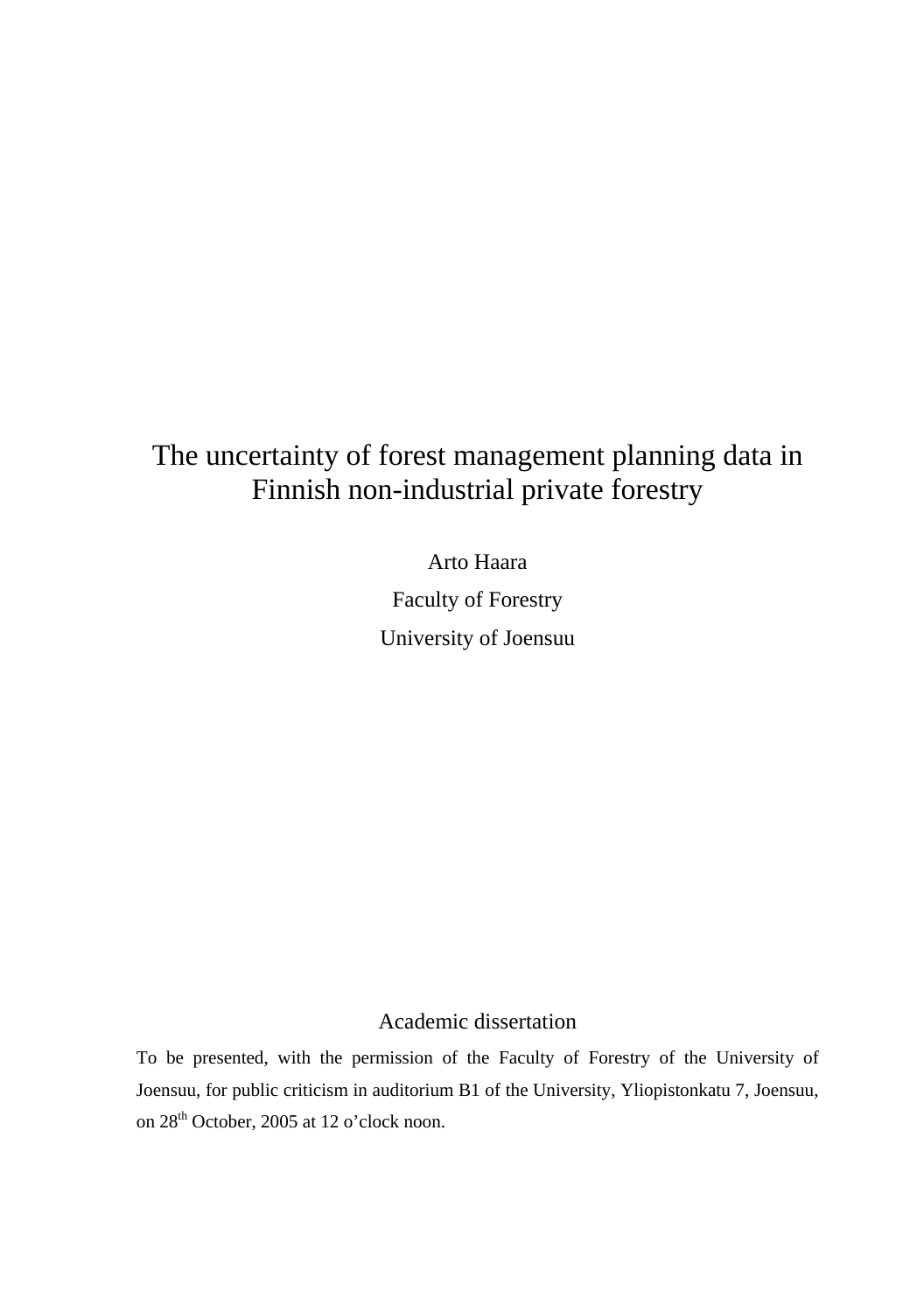# The uncertainty of forest management planning data in Finnish non-industrial private forestry

Arto Haara

Faculty of Forestry

University of Joensuu

Academic dissertation

To be presented, with the permission of the Faculty of Forestry of the University of Joensuu, for public criticism in auditorium B1 of the University, Yliopistonkatu 7, Joensuu, on 28th October, 2005 at 12 o'clock noon.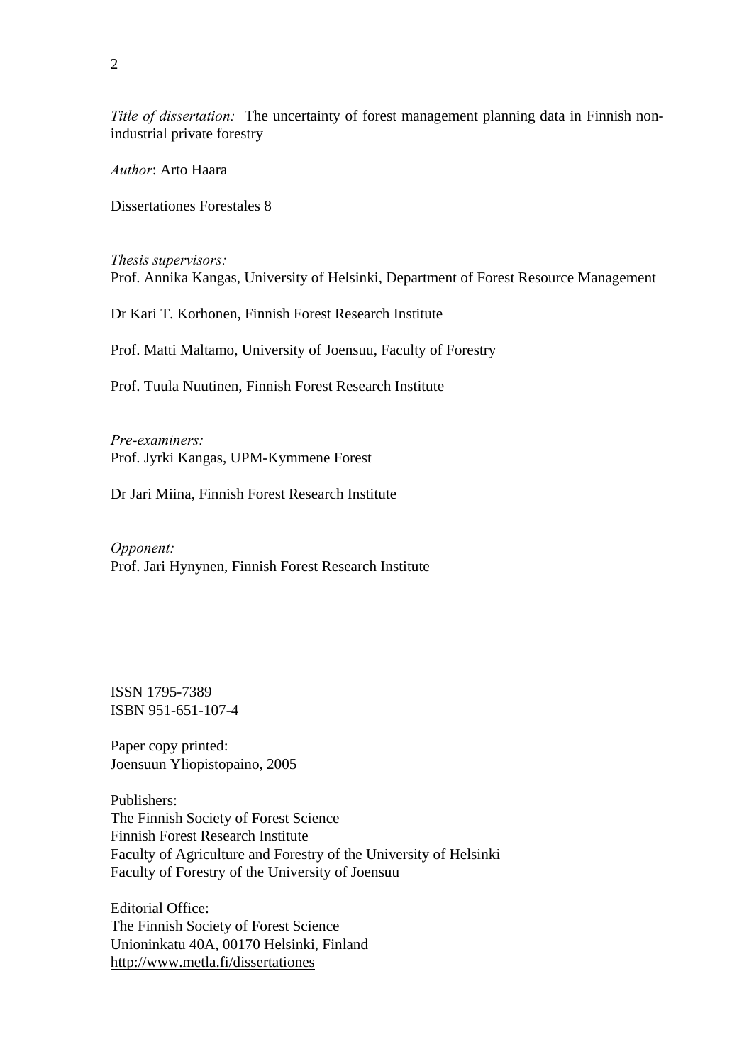*Title of dissertation:* The uncertainty of forest management planning data in Finnish non-industrial private forestry

*Author*: Arto Haara

Dissertationes Forestales 8

*Thesis supervisors:*
Prof. Annika Kangas, University of Helsinki, Department of Forest Resource Management

Dr Kari T. Korhonen, Finnish Forest Research Institute

Prof. Matti Maltamo, University of Joensuu, Faculty of Forestry

Prof. Tuula Nuutinen, Finnish Forest Research Institute

*Pre-examiners:*
Prof. Jyrki Kangas, UPM-Kymmene Forest

Dr Jari Miina, Finnish Forest Research Institute

*Opponent:*
Prof. Jari Hynynen, Finnish Forest Research Institute

ISSN 1795-7389
ISBN 951-651-107-4

Paper copy printed:
Joensuun Yliopistopaino, 2005

Publishers:
The Finnish Society of Forest Science
Finnish Forest Research Institute
Faculty of Agriculture and Forestry of the University of Helsinki
Faculty of Forestry of the University of Joensuu

Editorial Office:
The Finnish Society of Forest Science
Unioninkatu 40A, 00170 Helsinki, Finland
http://www.metla.fi/dissertationes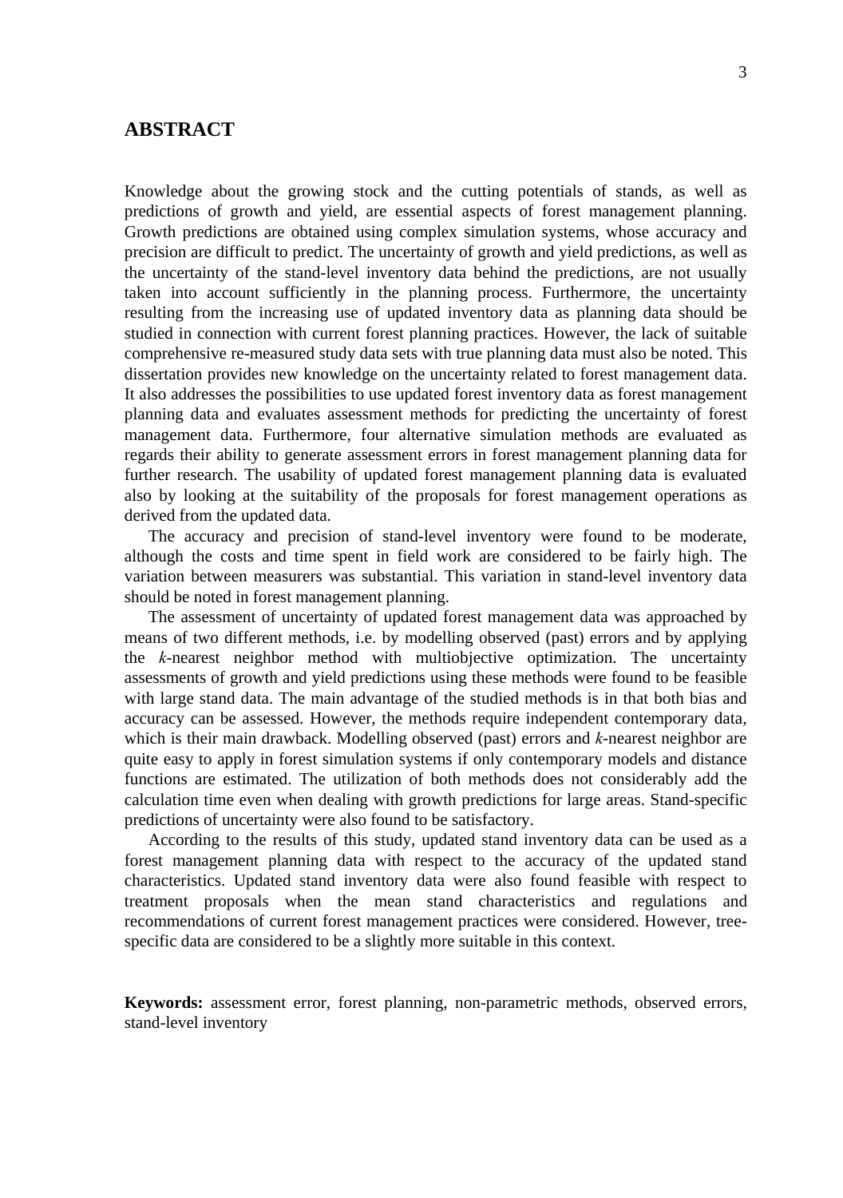## ABSTRACT

Knowledge about the growing stock and the cutting potentials of stands, as well as predictions of growth and yield, are essential aspects of forest management planning. Growth predictions are obtained using complex simulation systems, whose accuracy and precision are difficult to predict. The uncertainty of growth and yield predictions, as well as the uncertainty of the stand-level inventory data behind the predictions, are not usually taken into account sufficiently in the planning process. Furthermore, the uncertainty resulting from the increasing use of updated inventory data as planning data should be studied in connection with current forest planning practices. However, the lack of suitable comprehensive re-measured study data sets with true planning data must also be noted. This dissertation provides new knowledge on the uncertainty related to forest management data. It also addresses the possibilities to use updated forest inventory data as forest management planning data and evaluates assessment methods for predicting the uncertainty of forest management data. Furthermore, four alternative simulation methods are evaluated as regards their ability to generate assessment errors in forest management planning data for further research. The usability of updated forest management planning data is evaluated also by looking at the suitability of the proposals for forest management operations as derived from the updated data.

The accuracy and precision of stand-level inventory were found to be moderate, although the costs and time spent in field work are considered to be fairly high. The variation between measurers was substantial. This variation in stand-level inventory data should be noted in forest management planning.

The assessment of uncertainty of updated forest management data was approached by means of two different methods, i.e. by modelling observed (past) errors and by applying the *k*-nearest neighbor method with multiobjective optimization. The uncertainty assessments of growth and yield predictions using these methods were found to be feasible with large stand data. The main advantage of the studied methods is in that both bias and accuracy can be assessed. However, the methods require independent contemporary data, which is their main drawback. Modelling observed (past) errors and *k*-nearest neighbor are quite easy to apply in forest simulation systems if only contemporary models and distance functions are estimated. The utilization of both methods does not considerably add the calculation time even when dealing with growth predictions for large areas. Stand-specific predictions of uncertainty were also found to be satisfactory.

According to the results of this study, updated stand inventory data can be used as a forest management planning data with respect to the accuracy of the updated stand characteristics. Updated stand inventory data were also found feasible with respect to treatment proposals when the mean stand characteristics and regulations and recommendations of current forest management practices were considered. However, tree-specific data are considered to be a slightly more suitable in this context.

**Keywords:** assessment error, forest planning, non-parametric methods, observed errors, stand-level inventory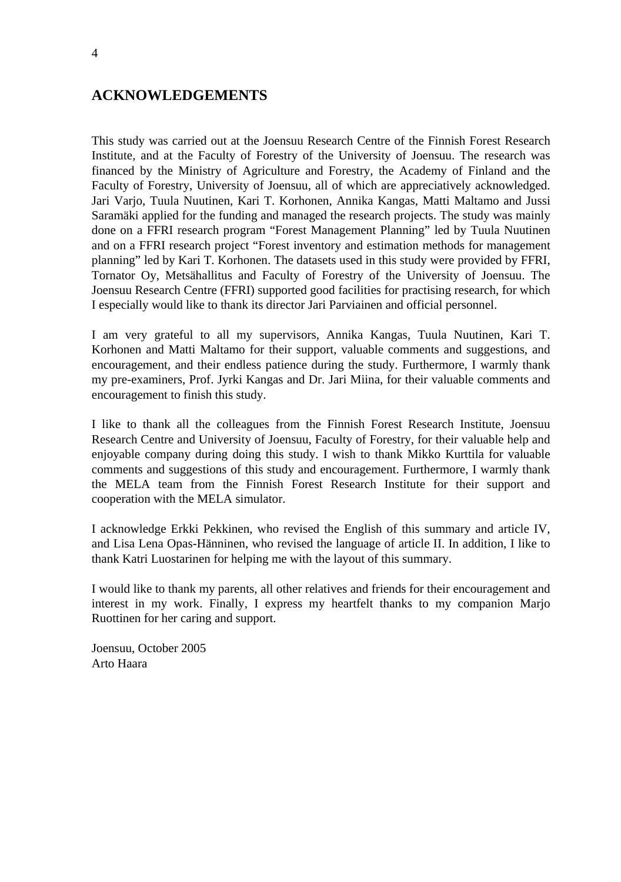## ACKNOWLEDGEMENTS

This study was carried out at the Joensuu Research Centre of the Finnish Forest Research Institute, and at the Faculty of Forestry of the University of Joensuu. The research was financed by the Ministry of Agriculture and Forestry, the Academy of Finland and the Faculty of Forestry, University of Joensuu, all of which are appreciatively acknowledged. Jari Varjo, Tuula Nuutinen, Kari T. Korhonen, Annika Kangas, Matti Maltamo and Jussi Saramäki applied for the funding and managed the research projects. The study was mainly done on a FFRI research program "Forest Management Planning" led by Tuula Nuutinen and on a FFRI research project "Forest inventory and estimation methods for management planning" led by Kari T. Korhonen. The datasets used in this study were provided by FFRI, Tornator Oy, Metsähallitus and Faculty of Forestry of the University of Joensuu. The Joensuu Research Centre (FFRI) supported good facilities for practising research, for which I especially would like to thank its director Jari Parviainen and official personnel.

I am very grateful to all my supervisors, Annika Kangas, Tuula Nuutinen, Kari T. Korhonen and Matti Maltamo for their support, valuable comments and suggestions, and encouragement, and their endless patience during the study. Furthermore, I warmly thank my pre-examiners, Prof. Jyrki Kangas and Dr. Jari Miina, for their valuable comments and encouragement to finish this study.

I like to thank all the colleagues from the Finnish Forest Research Institute, Joensuu Research Centre and University of Joensuu, Faculty of Forestry, for their valuable help and enjoyable company during doing this study. I wish to thank Mikko Kurttila for valuable comments and suggestions of this study and encouragement. Furthermore, I warmly thank the MELA team from the Finnish Forest Research Institute for their support and cooperation with the MELA simulator.

I acknowledge Erkki Pekkinen, who revised the English of this summary and article IV, and Lisa Lena Opas-Hänninen, who revised the language of article II. In addition, I like to thank Katri Luostarinen for helping me with the layout of this summary.

I would like to thank my parents, all other relatives and friends for their encouragement and interest in my work. Finally, I express my heartfelt thanks to my companion Marjo Ruottinen for her caring and support.

Joensuu, October 2005
Arto Haara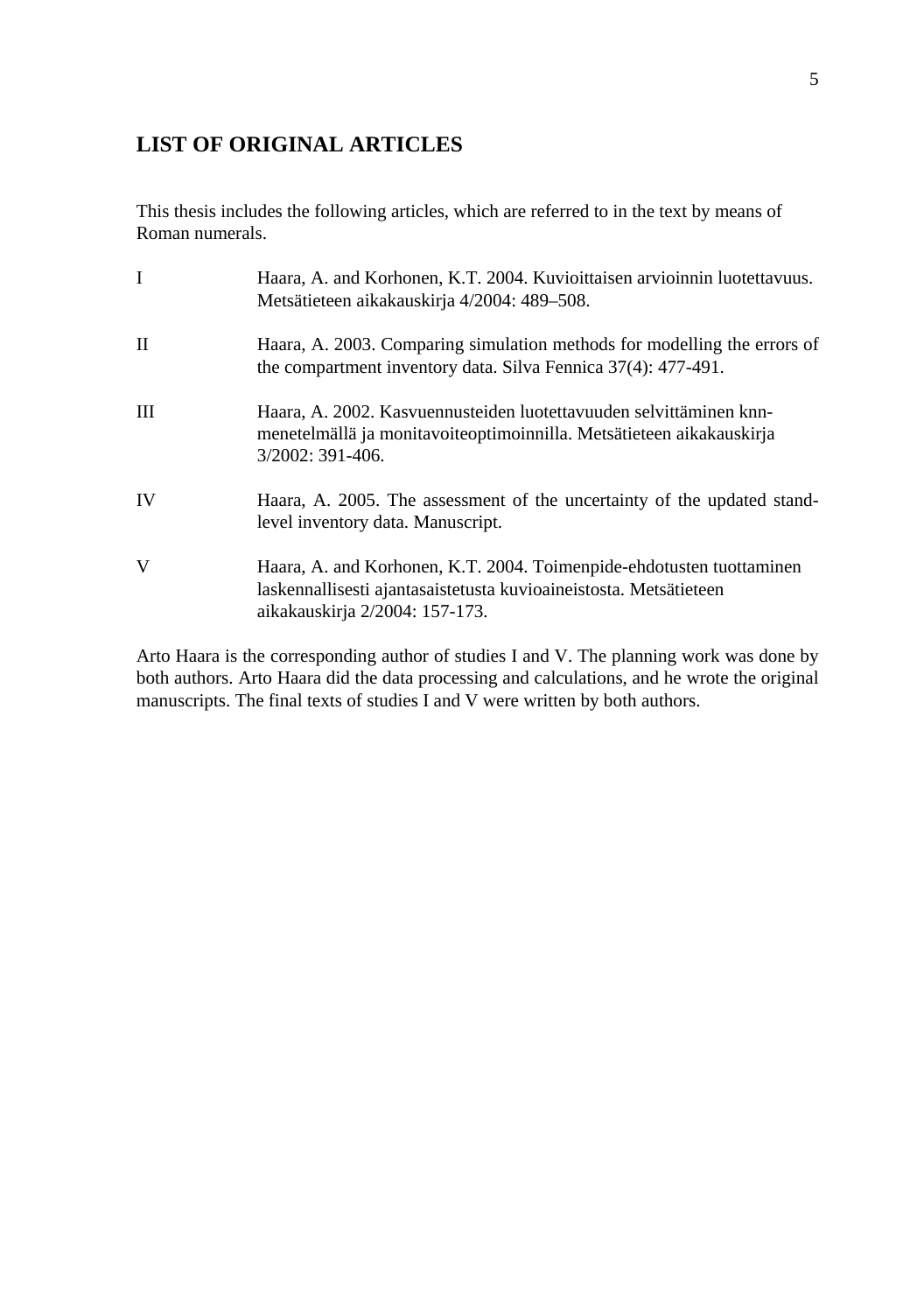## LIST OF ORIGINAL ARTICLES

This thesis includes the following articles, which are referred to in the text by means of Roman numerals.

I Haara, A. and Korhonen, K.T. 2004. Kuvioittaisen arvioinnin luotettavuus. Metsätieteen aikakauskirja 4/2004: 489–508.

II Haara, A. 2003. Comparing simulation methods for modelling the errors of the compartment inventory data. Silva Fennica 37(4): 477-491.

III Haara, A. 2002. Kasvuennusteiden luotettavuuden selvittäminen knn-menetelmällä ja monitavoiteoptimoinnilla. Metsätieteen aikakauskirja 3/2002: 391-406.

IV Haara, A. 2005. The assessment of the uncertainty of the updated stand-level inventory data. Manuscript.

V Haara, A. and Korhonen, K.T. 2004. Toimenpide-ehdotusten tuottaminen laskennallisesti ajantasaistetusta kuvioaineistosta. Metsätieteen aikakauskirja 2/2004: 157-173.

Arto Haara is the corresponding author of studies I and V. The planning work was done by both authors. Arto Haara did the data processing and calculations, and he wrote the original manuscripts. The final texts of studies I and V were written by both authors.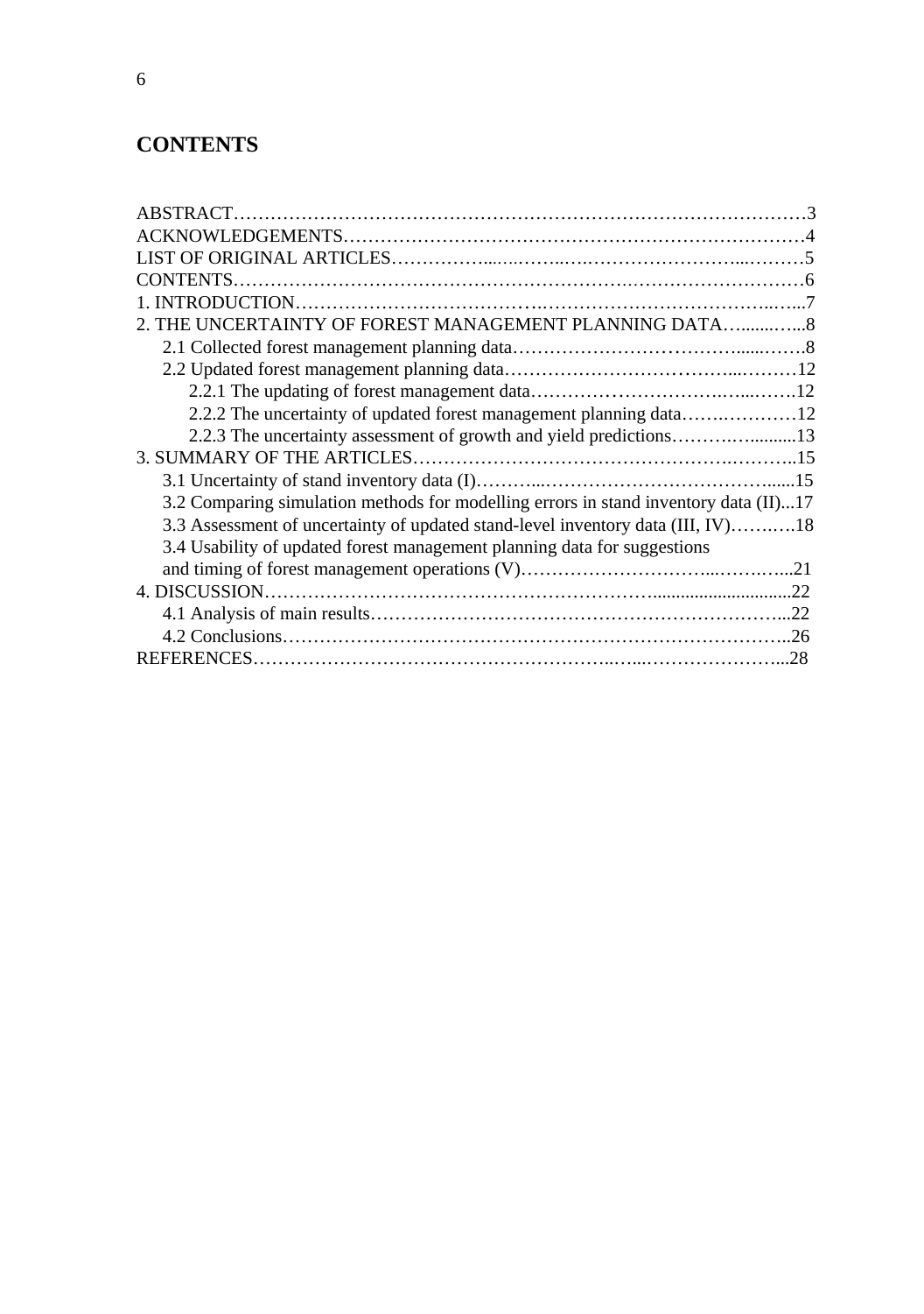# CONTENTS

ABSTRACT…………………………………………………………………………………3
ACKNOWLEDGEMENTS…………………………………………………………………4
LIST OF ORIGINAL ARTICLES……………………………………………………………5
CONTENTS……………………………………………………………………………………6
1. INTRODUCTION……………………………………………………………………………7
2. THE UNCERTAINTY OF FOREST MANAGEMENT PLANNING DATA……………8
- 2.1 Collected forest management planning data……………………………………8
- 2.2 Updated forest management planning data……………………………………12
  - 2.2.1 The updating of forest management data……………………………………12
  - 2.2.2 The uncertainty of updated forest management planning data………………12
  - 2.2.3 The uncertainty assessment of growth and yield predictions………………13

3. SUMMARY OF THE ARTICLES…………………………………………………………15
- 3.1 Uncertainty of stand inventory data (I)…………………………………………15
- 3.2 Comparing simulation methods for modelling errors in stand inventory data (II)...17
- 3.3 Assessment of uncertainty of updated stand-level inventory data (III, IV)………18
- 3.4 Usability of updated forest management planning data for suggestions and timing of forest management operations (V)…………………………………21

4. DISCUSSION…………………………………………………………………………………22
- 4.1 Analysis of main results…………………………………………………………22
- 4.2 Conclusions…………………………………………………………………………26

REFERENCES……………………………………………………………………………………28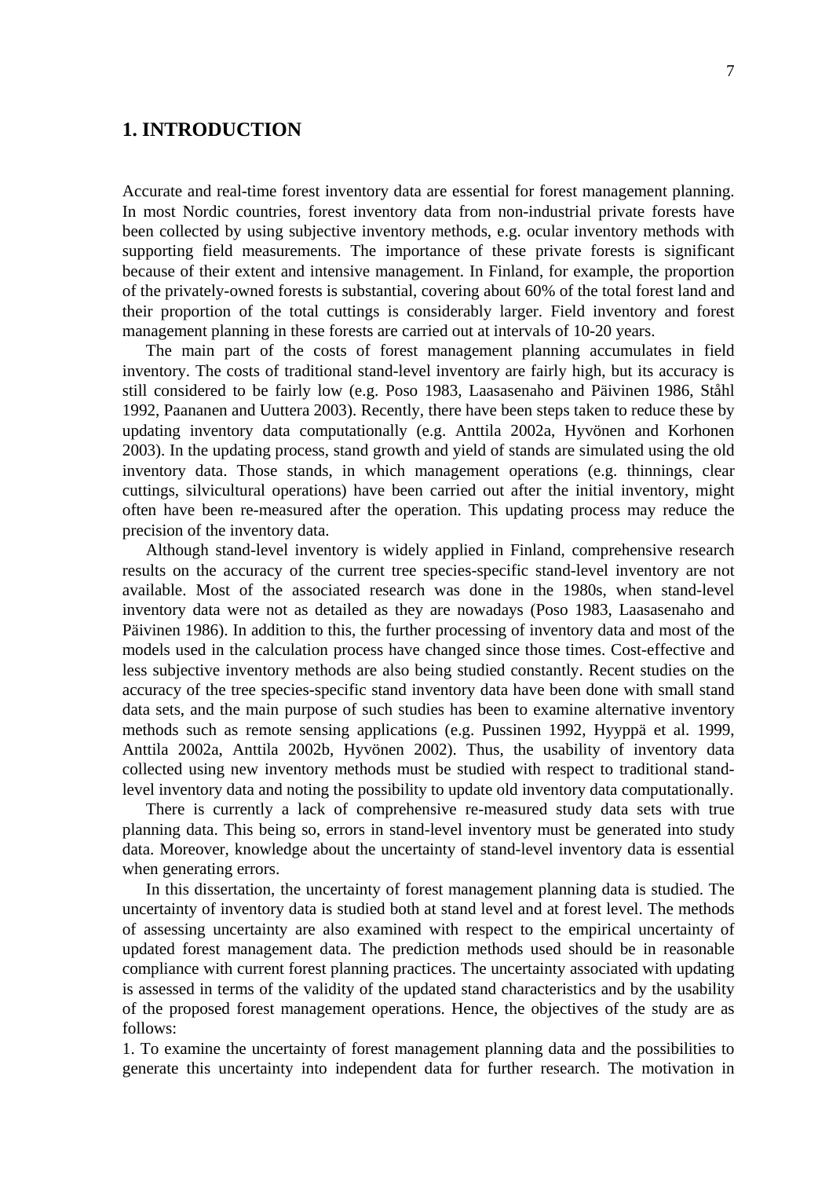# 1. INTRODUCTION

Accurate and real-time forest inventory data are essential for forest management planning. In most Nordic countries, forest inventory data from non-industrial private forests have been collected by using subjective inventory methods, e.g. ocular inventory methods with supporting field measurements. The importance of these private forests is significant because of their extent and intensive management. In Finland, for example, the proportion of the privately-owned forests is substantial, covering about 60% of the total forest land and their proportion of the total cuttings is considerably larger. Field inventory and forest management planning in these forests are carried out at intervals of 10-20 years.

The main part of the costs of forest management planning accumulates in field inventory. The costs of traditional stand-level inventory are fairly high, but its accuracy is still considered to be fairly low (e.g. Poso 1983, Laasasenaho and Päivinen 1986, Ståhl 1992, Paananen and Uuttera 2003). Recently, there have been steps taken to reduce these by updating inventory data computationally (e.g. Anttila 2002a, Hyvönen and Korhonen 2003). In the updating process, stand growth and yield of stands are simulated using the old inventory data. Those stands, in which management operations (e.g. thinnings, clear cuttings, silvicultural operations) have been carried out after the initial inventory, might often have been re-measured after the operation. This updating process may reduce the precision of the inventory data.

Although stand-level inventory is widely applied in Finland, comprehensive research results on the accuracy of the current tree species-specific stand-level inventory are not available. Most of the associated research was done in the 1980s, when stand-level inventory data were not as detailed as they are nowadays (Poso 1983, Laasasenaho and Päivinen 1986). In addition to this, the further processing of inventory data and most of the models used in the calculation process have changed since those times. Cost-effective and less subjective inventory methods are also being studied constantly. Recent studies on the accuracy of the tree species-specific stand inventory data have been done with small stand data sets, and the main purpose of such studies has been to examine alternative inventory methods such as remote sensing applications (e.g. Pussinen 1992, Hyyppä et al. 1999, Anttila 2002a, Anttila 2002b, Hyvönen 2002). Thus, the usability of inventory data collected using new inventory methods must be studied with respect to traditional stand-level inventory data and noting the possibility to update old inventory data computationally.

There is currently a lack of comprehensive re-measured study data sets with true planning data. This being so, errors in stand-level inventory must be generated into study data. Moreover, knowledge about the uncertainty of stand-level inventory data is essential when generating errors.

In this dissertation, the uncertainty of forest management planning data is studied. The uncertainty of inventory data is studied both at stand level and at forest level. The methods of assessing uncertainty are also examined with respect to the empirical uncertainty of updated forest management data. The prediction methods used should be in reasonable compliance with current forest planning practices. The uncertainty associated with updating is assessed in terms of the validity of the updated stand characteristics and by the usability of the proposed forest management operations. Hence, the objectives of the study are as follows:

1. To examine the uncertainty of forest management planning data and the possibilities to generate this uncertainty into independent data for further research. The motivation in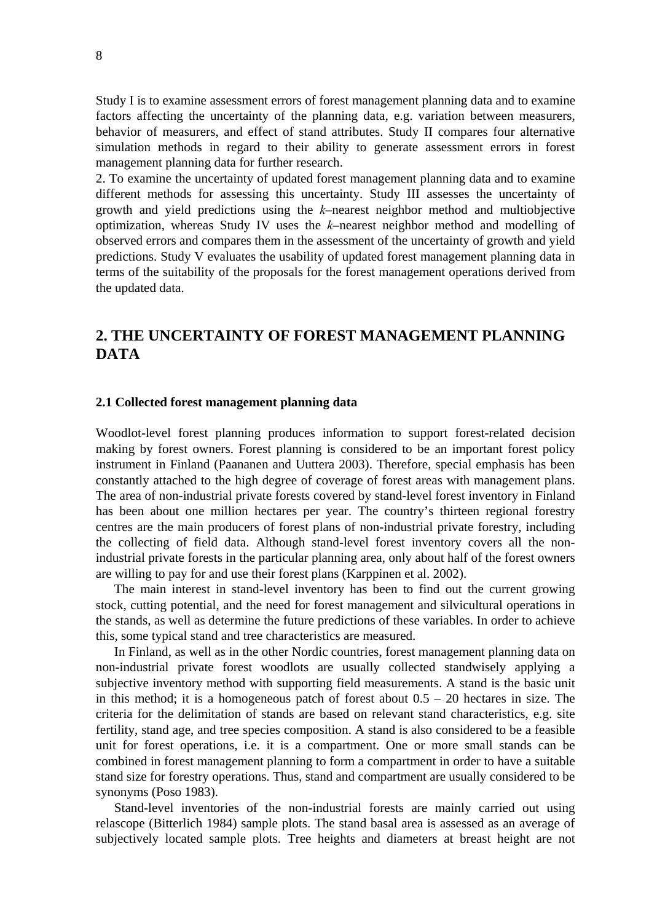Study I is to examine assessment errors of forest management planning data and to examine factors affecting the uncertainty of the planning data, e.g. variation between measurers, behavior of measurers, and effect of stand attributes. Study II compares four alternative simulation methods in regard to their ability to generate assessment errors in forest management planning data for further research.

2. To examine the uncertainty of updated forest management planning data and to examine different methods for assessing this uncertainty. Study III assesses the uncertainty of growth and yield predictions using the *k*–nearest neighbor method and multiobjective optimization, whereas Study IV uses the *k*–nearest neighbor method and modelling of observed errors and compares them in the assessment of the uncertainty of growth and yield predictions. Study V evaluates the usability of updated forest management planning data in terms of the suitability of the proposals for the forest management operations derived from the updated data.

## 2. THE UNCERTAINTY OF FOREST MANAGEMENT PLANNING DATA

### 2.1 Collected forest management planning data

Woodlot-level forest planning produces information to support forest-related decision making by forest owners. Forest planning is considered to be an important forest policy instrument in Finland (Paananen and Uuttera 2003). Therefore, special emphasis has been constantly attached to the high degree of coverage of forest areas with management plans. The area of non-industrial private forests covered by stand-level forest inventory in Finland has been about one million hectares per year. The country's thirteen regional forestry centres are the main producers of forest plans of non-industrial private forestry, including the collecting of field data. Although stand-level forest inventory covers all the non-industrial private forests in the particular planning area, only about half of the forest owners are willing to pay for and use their forest plans (Karppinen et al. 2002).

The main interest in stand-level inventory has been to find out the current growing stock, cutting potential, and the need for forest management and silvicultural operations in the stands, as well as determine the future predictions of these variables. In order to achieve this, some typical stand and tree characteristics are measured.

In Finland, as well as in the other Nordic countries, forest management planning data on non-industrial private forest woodlots are usually collected standwisely applying a subjective inventory method with supporting field measurements. A stand is the basic unit in this method; it is a homogeneous patch of forest about 0.5 – 20 hectares in size. The criteria for the delimitation of stands are based on relevant stand characteristics, e.g. site fertility, stand age, and tree species composition. A stand is also considered to be a feasible unit for forest operations, i.e. it is a compartment. One or more small stands can be combined in forest management planning to form a compartment in order to have a suitable stand size for forestry operations. Thus, stand and compartment are usually considered to be synonyms (Poso 1983).

Stand-level inventories of the non-industrial forests are mainly carried out using relascope (Bitterlich 1984) sample plots. The stand basal area is assessed as an average of subjectively located sample plots. Tree heights and diameters at breast height are not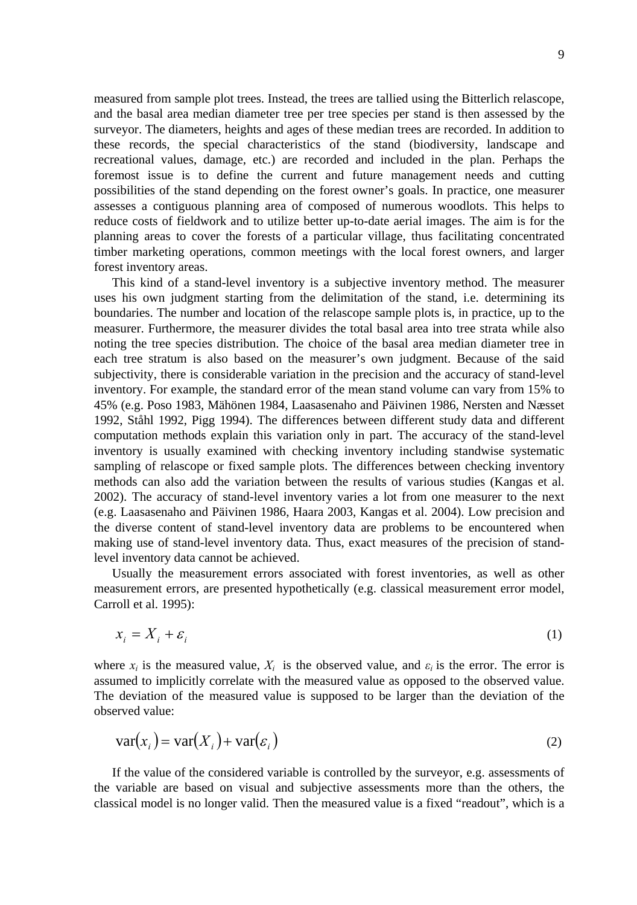measured from sample plot trees. Instead, the trees are tallied using the Bitterlich relascope, and the basal area median diameter tree per tree species per stand is then assessed by the surveyor. The diameters, heights and ages of these median trees are recorded. In addition to these records, the special characteristics of the stand (biodiversity, landscape and recreational values, damage, etc.) are recorded and included in the plan. Perhaps the foremost issue is to define the current and future management needs and cutting possibilities of the stand depending on the forest owner's goals. In practice, one measurer assesses a contiguous planning area of composed of numerous woodlots. This helps to reduce costs of fieldwork and to utilize better up-to-date aerial images. The aim is for the planning areas to cover the forests of a particular village, thus facilitating concentrated timber marketing operations, common meetings with the local forest owners, and larger forest inventory areas.

This kind of a stand-level inventory is a subjective inventory method. The measurer uses his own judgment starting from the delimitation of the stand, i.e. determining its boundaries. The number and location of the relascope sample plots is, in practice, up to the measurer. Furthermore, the measurer divides the total basal area into tree strata while also noting the tree species distribution. The choice of the basal area median diameter tree in each tree stratum is also based on the measurer's own judgment. Because of the said subjectivity, there is considerable variation in the precision and the accuracy of stand-level inventory. For example, the standard error of the mean stand volume can vary from 15% to 45% (e.g. Poso 1983, Mähönen 1984, Laasasenaho and Päivinen 1986, Nersten and Næsset 1992, Ståhl 1992, Pigg 1994). The differences between different study data and different computation methods explain this variation only in part. The accuracy of the stand-level inventory is usually examined with checking inventory including standwise systematic sampling of relascope or fixed sample plots. The differences between checking inventory methods can also add the variation between the results of various studies (Kangas et al. 2002). The accuracy of stand-level inventory varies a lot from one measurer to the next (e.g. Laasasenaho and Päivinen 1986, Haara 2003, Kangas et al. 2004). Low precision and the diverse content of stand-level inventory data are problems to be encountered when making use of stand-level inventory data. Thus, exact measures of the precision of stand-level inventory data cannot be achieved.

Usually the measurement errors associated with forest inventories, as well as other measurement errors, are presented hypothetically (e.g. classical measurement error model, Carroll et al. 1995):

$$x_i = X_i + \varepsilon_i \tag{1}$$

where $x_i$ is the measured value, $X_i$ is the observed value, and $\varepsilon_i$ is the error. The error is assumed to implicitly correlate with the measured value as opposed to the observed value. The deviation of the measured value is supposed to be larger than the deviation of the observed value:

$$\mathrm{var}(x_i) = \mathrm{var}(X_i) + \mathrm{var}(\varepsilon_i) \tag{2}$$

If the value of the considered variable is controlled by the surveyor, e.g. assessments of the variable are based on visual and subjective assessments more than the others, the classical model is no longer valid. Then the measured value is a fixed "readout", which is a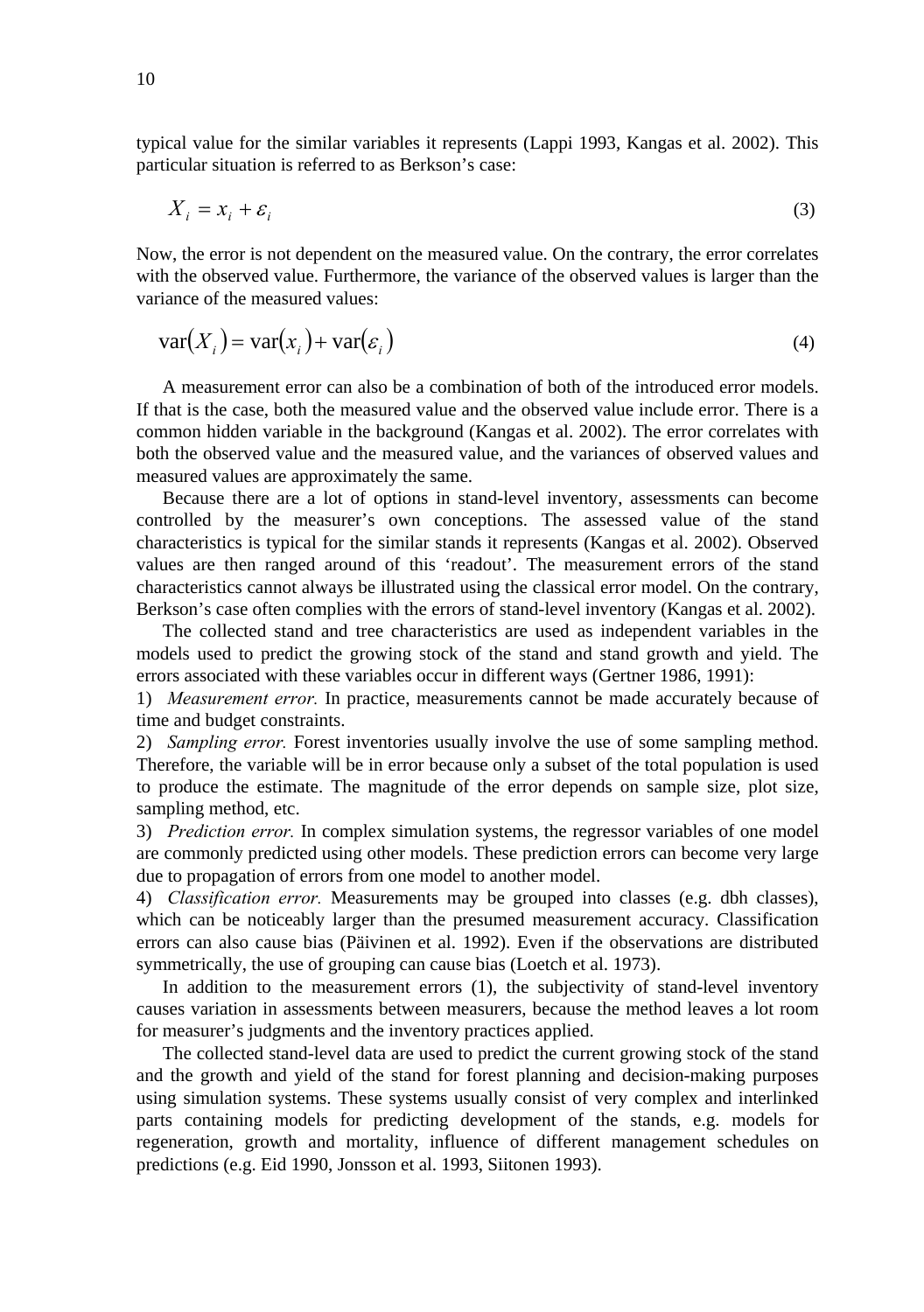typical value for the similar variables it represents (Lappi 1993, Kangas et al. 2002). This particular situation is referred to as Berkson's case:

$$X_i = x_i + \varepsilon_i \tag{3}$$

Now, the error is not dependent on the measured value. On the contrary, the error correlates with the observed value. Furthermore, the variance of the observed values is larger than the variance of the measured values:

$$\text{var}(X_i) = \text{var}(x_i) + \text{var}(\varepsilon_i) \tag{4}$$

A measurement error can also be a combination of both of the introduced error models. If that is the case, both the measured value and the observed value include error. There is a common hidden variable in the background (Kangas et al. 2002). The error correlates with both the observed value and the measured value, and the variances of observed values and measured values are approximately the same.

Because there are a lot of options in stand-level inventory, assessments can become controlled by the measurer's own conceptions. The assessed value of the stand characteristics is typical for the similar stands it represents (Kangas et al. 2002). Observed values are then ranged around of this 'readout'. The measurement errors of the stand characteristics cannot always be illustrated using the classical error model. On the contrary, Berkson's case often complies with the errors of stand-level inventory (Kangas et al. 2002).

The collected stand and tree characteristics are used as independent variables in the models used to predict the growing stock of the stand and stand growth and yield. The errors associated with these variables occur in different ways (Gertner 1986, 1991):

1) *Measurement error.* In practice, measurements cannot be made accurately because of time and budget constraints.
2) *Sampling error.* Forest inventories usually involve the use of some sampling method. Therefore, the variable will be in error because only a subset of the total population is used to produce the estimate. The magnitude of the error depends on sample size, plot size, sampling method, etc.
3) *Prediction error.* In complex simulation systems, the regressor variables of one model are commonly predicted using other models. These prediction errors can become very large due to propagation of errors from one model to another model.
4) *Classification error.* Measurements may be grouped into classes (e.g. dbh classes), which can be noticeably larger than the presumed measurement accuracy. Classification errors can also cause bias (Päivinen et al. 1992). Even if the observations are distributed symmetrically, the use of grouping can cause bias (Loetch et al. 1973).

In addition to the measurement errors (1), the subjectivity of stand-level inventory causes variation in assessments between measurers, because the method leaves a lot room for measurer's judgments and the inventory practices applied.

The collected stand-level data are used to predict the current growing stock of the stand and the growth and yield of the stand for forest planning and decision-making purposes using simulation systems. These systems usually consist of very complex and interlinked parts containing models for predicting development of the stands, e.g. models for regeneration, growth and mortality, influence of different management schedules on predictions (e.g. Eid 1990, Jonsson et al. 1993, Siitonen 1993).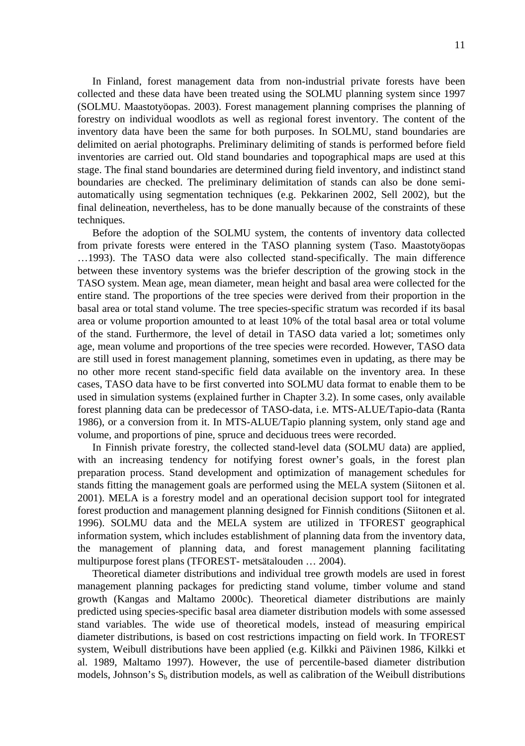In Finland, forest management data from non-industrial private forests have been collected and these data have been treated using the SOLMU planning system since 1997 (SOLMU. Maastotyöopas. 2003). Forest management planning comprises the planning of forestry on individual woodlots as well as regional forest inventory. The content of the inventory data have been the same for both purposes. In SOLMU, stand boundaries are delimited on aerial photographs. Preliminary delimiting of stands is performed before field inventories are carried out. Old stand boundaries and topographical maps are used at this stage. The final stand boundaries are determined during field inventory, and indistinct stand boundaries are checked. The preliminary delimitation of stands can also be done semi-automatically using segmentation techniques (e.g. Pekkarinen 2002, Sell 2002), but the final delineation, nevertheless, has to be done manually because of the constraints of these techniques.

Before the adoption of the SOLMU system, the contents of inventory data collected from private forests were entered in the TASO planning system (Taso. Maastotyöopas …1993). The TASO data were also collected stand-specifically. The main difference between these inventory systems was the briefer description of the growing stock in the TASO system. Mean age, mean diameter, mean height and basal area were collected for the entire stand. The proportions of the tree species were derived from their proportion in the basal area or total stand volume. The tree species-specific stratum was recorded if its basal area or volume proportion amounted to at least 10% of the total basal area or total volume of the stand. Furthermore, the level of detail in TASO data varied a lot; sometimes only age, mean volume and proportions of the tree species were recorded. However, TASO data are still used in forest management planning, sometimes even in updating, as there may be no other more recent stand-specific field data available on the inventory area. In these cases, TASO data have to be first converted into SOLMU data format to enable them to be used in simulation systems (explained further in Chapter 3.2). In some cases, only available forest planning data can be predecessor of TASO-data, i.e. MTS-ALUE/Tapio-data (Ranta 1986), or a conversion from it. In MTS-ALUE/Tapio planning system, only stand age and volume, and proportions of pine, spruce and deciduous trees were recorded.

In Finnish private forestry, the collected stand-level data (SOLMU data) are applied, with an increasing tendency for notifying forest owner's goals, in the forest plan preparation process. Stand development and optimization of management schedules for stands fitting the management goals are performed using the MELA system (Siitonen et al. 2001). MELA is a forestry model and an operational decision support tool for integrated forest production and management planning designed for Finnish conditions (Siitonen et al. 1996). SOLMU data and the MELA system are utilized in TFOREST geographical information system, which includes establishment of planning data from the inventory data, the management of planning data, and forest management planning facilitating multipurpose forest plans (TFOREST- metsätalouden … 2004).

Theoretical diameter distributions and individual tree growth models are used in forest management planning packages for predicting stand volume, timber volume and stand growth (Kangas and Maltamo 2000c). Theoretical diameter distributions are mainly predicted using species-specific basal area diameter distribution models with some assessed stand variables. The wide use of theoretical models, instead of measuring empirical diameter distributions, is based on cost restrictions impacting on field work. In TFOREST system, Weibull distributions have been applied (e.g. Kilkki and Päivinen 1986, Kilkki et al. 1989, Maltamo 1997). However, the use of percentile-based diameter distribution models, Johnson's $S_b$ distribution models, as well as calibration of the Weibull distributions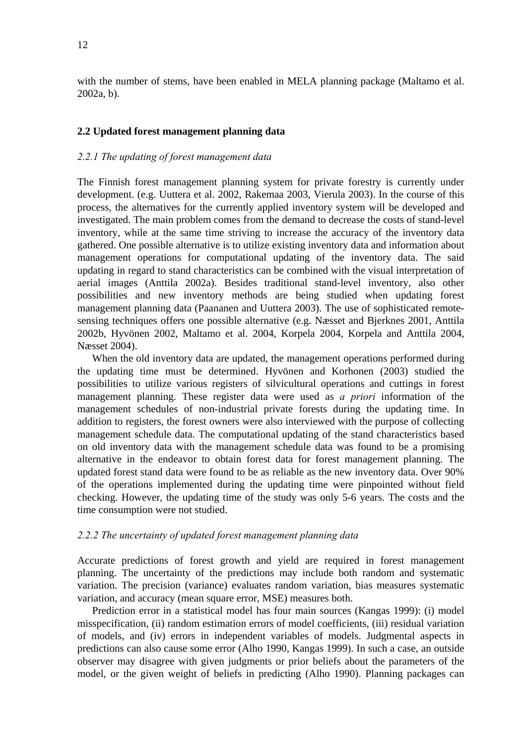with the number of stems, have been enabled in MELA planning package (Maltamo et al. 2002a, b).

## 2.2 Updated forest management planning data

### *2.2.1 The updating of forest management data*

The Finnish forest management planning system for private forestry is currently under development. (e.g. Uuttera et al. 2002, Rakemaa 2003, Vierula 2003). In the course of this process, the alternatives for the currently applied inventory system will be developed and investigated. The main problem comes from the demand to decrease the costs of stand-level inventory, while at the same time striving to increase the accuracy of the inventory data gathered. One possible alternative is to utilize existing inventory data and information about management operations for computational updating of the inventory data. The said updating in regard to stand characteristics can be combined with the visual interpretation of aerial images (Anttila 2002a). Besides traditional stand-level inventory, also other possibilities and new inventory methods are being studied when updating forest management planning data (Paananen and Uuttera 2003). The use of sophisticated remote-sensing techniques offers one possible alternative (e.g. Næsset and Bjerknes 2001, Anttila 2002b, Hyvönen 2002, Maltamo et al. 2004, Korpela 2004, Korpela and Anttila 2004, Næsset 2004).

When the old inventory data are updated, the management operations performed during the updating time must be determined. Hyvönen and Korhonen (2003) studied the possibilities to utilize various registers of silvicultural operations and cuttings in forest management planning. These register data were used as *a priori* information of the management schedules of non-industrial private forests during the updating time. In addition to registers, the forest owners were also interviewed with the purpose of collecting management schedule data. The computational updating of the stand characteristics based on old inventory data with the management schedule data was found to be a promising alternative in the endeavor to obtain forest data for forest management planning. The updated forest stand data were found to be as reliable as the new inventory data. Over 90% of the operations implemented during the updating time were pinpointed without field checking. However, the updating time of the study was only 5-6 years. The costs and the time consumption were not studied.

### *2.2.2 The uncertainty of updated forest management planning data*

Accurate predictions of forest growth and yield are required in forest management planning. The uncertainty of the predictions may include both random and systematic variation. The precision (variance) evaluates random variation, bias measures systematic variation, and accuracy (mean square error, MSE) measures both.

Prediction error in a statistical model has four main sources (Kangas 1999): (i) model misspecification, (ii) random estimation errors of model coefficients, (iii) residual variation of models, and (iv) errors in independent variables of models. Judgmental aspects in predictions can also cause some error (Alho 1990, Kangas 1999). In such a case, an outside observer may disagree with given judgments or prior beliefs about the parameters of the model, or the given weight of beliefs in predicting (Alho 1990). Planning packages can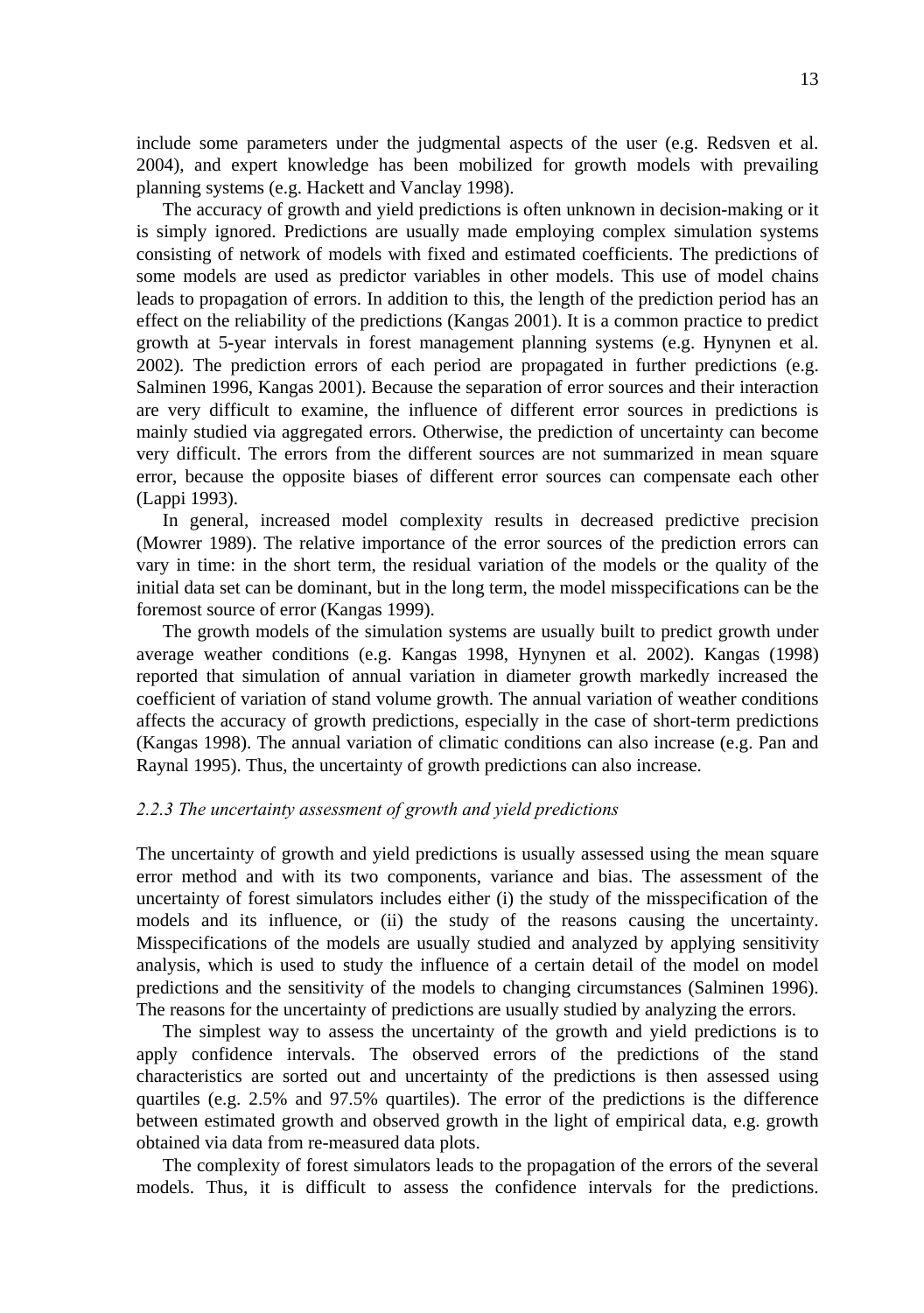include some parameters under the judgmental aspects of the user (e.g. Redsven et al. 2004), and expert knowledge has been mobilized for growth models with prevailing planning systems (e.g. Hackett and Vanclay 1998).

The accuracy of growth and yield predictions is often unknown in decision-making or it is simply ignored. Predictions are usually made employing complex simulation systems consisting of network of models with fixed and estimated coefficients. The predictions of some models are used as predictor variables in other models. This use of model chains leads to propagation of errors. In addition to this, the length of the prediction period has an effect on the reliability of the predictions (Kangas 2001). It is a common practice to predict growth at 5-year intervals in forest management planning systems (e.g. Hynynen et al. 2002). The prediction errors of each period are propagated in further predictions (e.g. Salminen 1996, Kangas 2001). Because the separation of error sources and their interaction are very difficult to examine, the influence of different error sources in predictions is mainly studied via aggregated errors. Otherwise, the prediction of uncertainty can become very difficult. The errors from the different sources are not summarized in mean square error, because the opposite biases of different error sources can compensate each other (Lappi 1993).

In general, increased model complexity results in decreased predictive precision (Mowrer 1989). The relative importance of the error sources of the prediction errors can vary in time: in the short term, the residual variation of the models or the quality of the initial data set can be dominant, but in the long term, the model misspecifications can be the foremost source of error (Kangas 1999).

The growth models of the simulation systems are usually built to predict growth under average weather conditions (e.g. Kangas 1998, Hynynen et al. 2002). Kangas (1998) reported that simulation of annual variation in diameter growth markedly increased the coefficient of variation of stand volume growth. The annual variation of weather conditions affects the accuracy of growth predictions, especially in the case of short-term predictions (Kangas 1998). The annual variation of climatic conditions can also increase (e.g. Pan and Raynal 1995). Thus, the uncertainty of growth predictions can also increase.

### *2.2.3 The uncertainty assessment of growth and yield predictions*

The uncertainty of growth and yield predictions is usually assessed using the mean square error method and with its two components, variance and bias. The assessment of the uncertainty of forest simulators includes either (i) the study of the misspecification of the models and its influence, or (ii) the study of the reasons causing the uncertainty. Misspecifications of the models are usually studied and analyzed by applying sensitivity analysis, which is used to study the influence of a certain detail of the model on model predictions and the sensitivity of the models to changing circumstances (Salminen 1996). The reasons for the uncertainty of predictions are usually studied by analyzing the errors.

The simplest way to assess the uncertainty of the growth and yield predictions is to apply confidence intervals. The observed errors of the predictions of the stand characteristics are sorted out and uncertainty of the predictions is then assessed using quartiles (e.g. 2.5% and 97.5% quartiles). The error of the predictions is the difference between estimated growth and observed growth in the light of empirical data, e.g. growth obtained via data from re-measured data plots.

The complexity of forest simulators leads to the propagation of the errors of the several models. Thus, it is difficult to assess the confidence intervals for the predictions.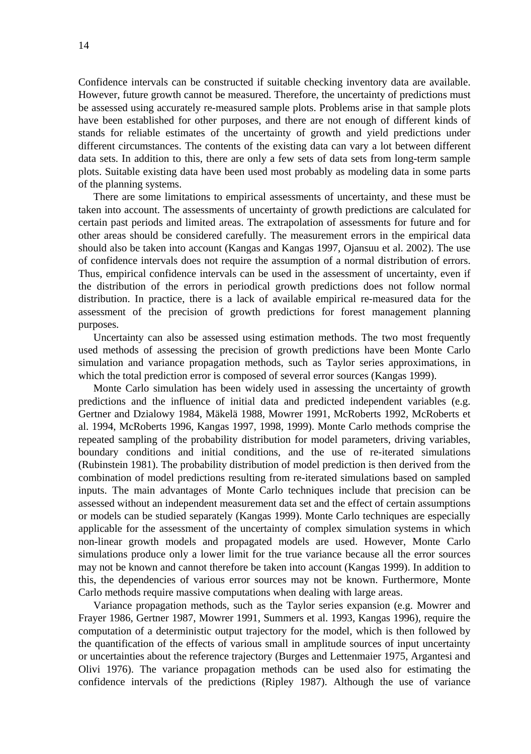Confidence intervals can be constructed if suitable checking inventory data are available. However, future growth cannot be measured. Therefore, the uncertainty of predictions must be assessed using accurately re-measured sample plots. Problems arise in that sample plots have been established for other purposes, and there are not enough of different kinds of stands for reliable estimates of the uncertainty of growth and yield predictions under different circumstances. The contents of the existing data can vary a lot between different data sets. In addition to this, there are only a few sets of data sets from long-term sample plots. Suitable existing data have been used most probably as modeling data in some parts of the planning systems.

There are some limitations to empirical assessments of uncertainty, and these must be taken into account. The assessments of uncertainty of growth predictions are calculated for certain past periods and limited areas. The extrapolation of assessments for future and for other areas should be considered carefully. The measurement errors in the empirical data should also be taken into account (Kangas and Kangas 1997, Ojansuu et al. 2002). The use of confidence intervals does not require the assumption of a normal distribution of errors. Thus, empirical confidence intervals can be used in the assessment of uncertainty, even if the distribution of the errors in periodical growth predictions does not follow normal distribution. In practice, there is a lack of available empirical re-measured data for the assessment of the precision of growth predictions for forest management planning purposes.

Uncertainty can also be assessed using estimation methods. The two most frequently used methods of assessing the precision of growth predictions have been Monte Carlo simulation and variance propagation methods, such as Taylor series approximations, in which the total prediction error is composed of several error sources (Kangas 1999).

Monte Carlo simulation has been widely used in assessing the uncertainty of growth predictions and the influence of initial data and predicted independent variables (e.g. Gertner and Dzialowy 1984, Mäkelä 1988, Mowrer 1991, McRoberts 1992, McRoberts et al. 1994, McRoberts 1996, Kangas 1997, 1998, 1999). Monte Carlo methods comprise the repeated sampling of the probability distribution for model parameters, driving variables, boundary conditions and initial conditions, and the use of re-iterated simulations (Rubinstein 1981). The probability distribution of model prediction is then derived from the combination of model predictions resulting from re-iterated simulations based on sampled inputs. The main advantages of Monte Carlo techniques include that precision can be assessed without an independent measurement data set and the effect of certain assumptions or models can be studied separately (Kangas 1999). Monte Carlo techniques are especially applicable for the assessment of the uncertainty of complex simulation systems in which non-linear growth models and propagated models are used. However, Monte Carlo simulations produce only a lower limit for the true variance because all the error sources may not be known and cannot therefore be taken into account (Kangas 1999). In addition to this, the dependencies of various error sources may not be known. Furthermore, Monte Carlo methods require massive computations when dealing with large areas.

Variance propagation methods, such as the Taylor series expansion (e.g. Mowrer and Frayer 1986, Gertner 1987, Mowrer 1991, Summers et al. 1993, Kangas 1996), require the computation of a deterministic output trajectory for the model, which is then followed by the quantification of the effects of various small in amplitude sources of input uncertainty or uncertainties about the reference trajectory (Burges and Lettenmaier 1975, Argantesi and Olivi 1976). The variance propagation methods can be used also for estimating the confidence intervals of the predictions (Ripley 1987). Although the use of variance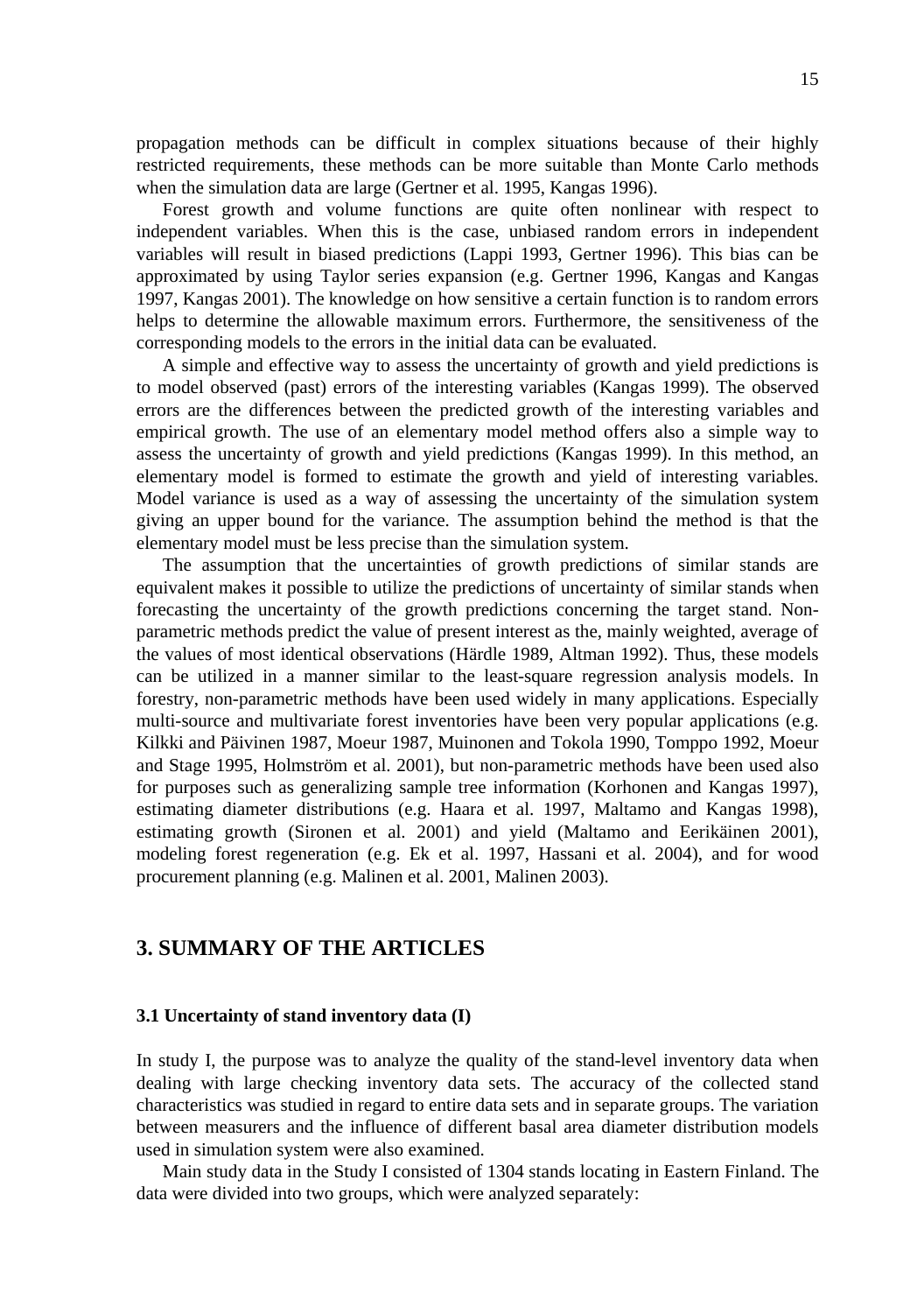propagation methods can be difficult in complex situations because of their highly restricted requirements, these methods can be more suitable than Monte Carlo methods when the simulation data are large (Gertner et al. 1995, Kangas 1996).

Forest growth and volume functions are quite often nonlinear with respect to independent variables. When this is the case, unbiased random errors in independent variables will result in biased predictions (Lappi 1993, Gertner 1996). This bias can be approximated by using Taylor series expansion (e.g. Gertner 1996, Kangas and Kangas 1997, Kangas 2001). The knowledge on how sensitive a certain function is to random errors helps to determine the allowable maximum errors. Furthermore, the sensitiveness of the corresponding models to the errors in the initial data can be evaluated.

A simple and effective way to assess the uncertainty of growth and yield predictions is to model observed (past) errors of the interesting variables (Kangas 1999). The observed errors are the differences between the predicted growth of the interesting variables and empirical growth. The use of an elementary model method offers also a simple way to assess the uncertainty of growth and yield predictions (Kangas 1999). In this method, an elementary model is formed to estimate the growth and yield of interesting variables. Model variance is used as a way of assessing the uncertainty of the simulation system giving an upper bound for the variance. The assumption behind the method is that the elementary model must be less precise than the simulation system.

The assumption that the uncertainties of growth predictions of similar stands are equivalent makes it possible to utilize the predictions of uncertainty of similar stands when forecasting the uncertainty of the growth predictions concerning the target stand. Non-parametric methods predict the value of present interest as the, mainly weighted, average of the values of most identical observations (Härdle 1989, Altman 1992). Thus, these models can be utilized in a manner similar to the least-square regression analysis models. In forestry, non-parametric methods have been used widely in many applications. Especially multi-source and multivariate forest inventories have been very popular applications (e.g. Kilkki and Päivinen 1987, Moeur 1987, Muinonen and Tokola 1990, Tomppo 1992, Moeur and Stage 1995, Holmström et al. 2001), but non-parametric methods have been used also for purposes such as generalizing sample tree information (Korhonen and Kangas 1997), estimating diameter distributions (e.g. Haara et al. 1997, Maltamo and Kangas 1998), estimating growth (Sironen et al. 2001) and yield (Maltamo and Eerikäinen 2001), modeling forest regeneration (e.g. Ek et al. 1997, Hassani et al. 2004), and for wood procurement planning (e.g. Malinen et al. 2001, Malinen 2003).

## 3. SUMMARY OF THE ARTICLES

### 3.1 Uncertainty of stand inventory data (I)

In study I, the purpose was to analyze the quality of the stand-level inventory data when dealing with large checking inventory data sets. The accuracy of the collected stand characteristics was studied in regard to entire data sets and in separate groups. The variation between measurers and the influence of different basal area diameter distribution models used in simulation system were also examined.

Main study data in the Study I consisted of 1304 stands locating in Eastern Finland. The data were divided into two groups, which were analyzed separately: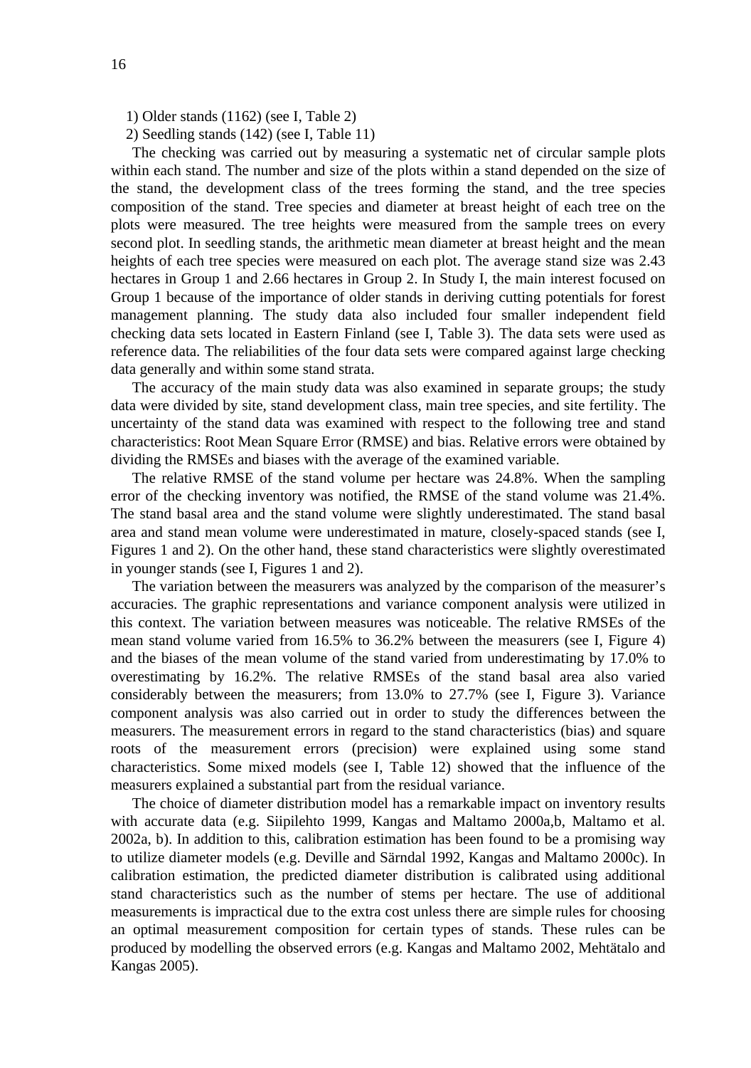1) Older stands (1162) (see I, Table 2)

2) Seedling stands (142) (see I, Table 11)

The checking was carried out by measuring a systematic net of circular sample plots within each stand. The number and size of the plots within a stand depended on the size of the stand, the development class of the trees forming the stand, and the tree species composition of the stand. Tree species and diameter at breast height of each tree on the plots were measured. The tree heights were measured from the sample trees on every second plot. In seedling stands, the arithmetic mean diameter at breast height and the mean heights of each tree species were measured on each plot. The average stand size was 2.43 hectares in Group 1 and 2.66 hectares in Group 2. In Study I, the main interest focused on Group 1 because of the importance of older stands in deriving cutting potentials for forest management planning. The study data also included four smaller independent field checking data sets located in Eastern Finland (see I, Table 3). The data sets were used as reference data. The reliabilities of the four data sets were compared against large checking data generally and within some stand strata.

The accuracy of the main study data was also examined in separate groups; the study data were divided by site, stand development class, main tree species, and site fertility. The uncertainty of the stand data was examined with respect to the following tree and stand characteristics: Root Mean Square Error (RMSE) and bias. Relative errors were obtained by dividing the RMSEs and biases with the average of the examined variable.

The relative RMSE of the stand volume per hectare was 24.8%. When the sampling error of the checking inventory was notified, the RMSE of the stand volume was 21.4%. The stand basal area and the stand volume were slightly underestimated. The stand basal area and stand mean volume were underestimated in mature, closely-spaced stands (see I, Figures 1 and 2). On the other hand, these stand characteristics were slightly overestimated in younger stands (see I, Figures 1 and 2).

The variation between the measurers was analyzed by the comparison of the measurer's accuracies. The graphic representations and variance component analysis were utilized in this context. The variation between measures was noticeable. The relative RMSEs of the mean stand volume varied from 16.5% to 36.2% between the measurers (see I, Figure 4) and the biases of the mean volume of the stand varied from underestimating by 17.0% to overestimating by 16.2%. The relative RMSEs of the stand basal area also varied considerably between the measurers; from 13.0% to 27.7% (see I, Figure 3). Variance component analysis was also carried out in order to study the differences between the measurers. The measurement errors in regard to the stand characteristics (bias) and square roots of the measurement errors (precision) were explained using some stand characteristics. Some mixed models (see I, Table 12) showed that the influence of the measurers explained a substantial part from the residual variance.

The choice of diameter distribution model has a remarkable impact on inventory results with accurate data (e.g. Siipilehto 1999, Kangas and Maltamo 2000a,b, Maltamo et al. 2002a, b). In addition to this, calibration estimation has been found to be a promising way to utilize diameter models (e.g. Deville and Särndal 1992, Kangas and Maltamo 2000c). In calibration estimation, the predicted diameter distribution is calibrated using additional stand characteristics such as the number of stems per hectare. The use of additional measurements is impractical due to the extra cost unless there are simple rules for choosing an optimal measurement composition for certain types of stands. These rules can be produced by modelling the observed errors (e.g. Kangas and Maltamo 2002, Mehtätalo and Kangas 2005).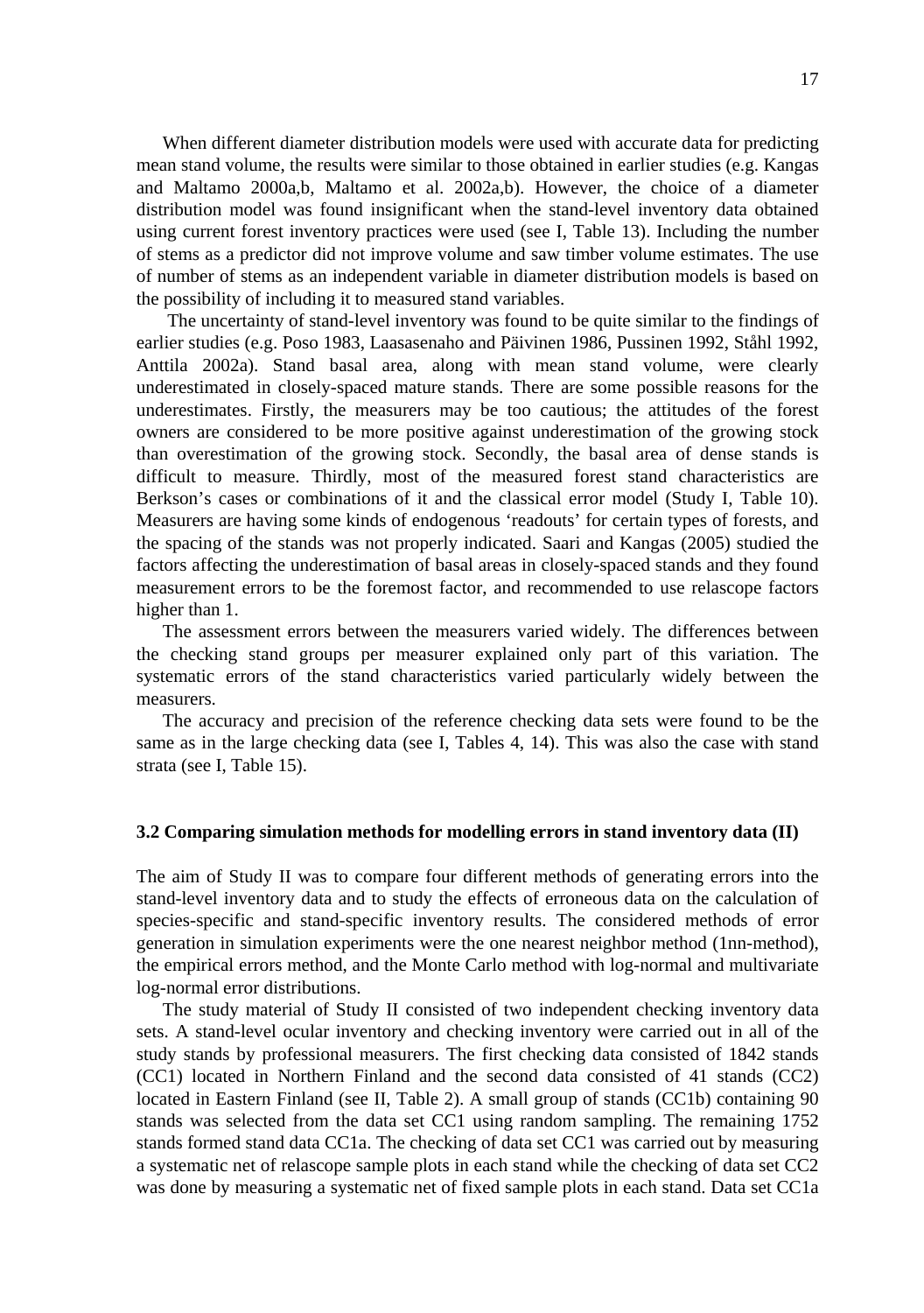When different diameter distribution models were used with accurate data for predicting mean stand volume, the results were similar to those obtained in earlier studies (e.g. Kangas and Maltamo 2000a,b, Maltamo et al. 2002a,b). However, the choice of a diameter distribution model was found insignificant when the stand-level inventory data obtained using current forest inventory practices were used (see I, Table 13). Including the number of stems as a predictor did not improve volume and saw timber volume estimates. The use of number of stems as an independent variable in diameter distribution models is based on the possibility of including it to measured stand variables.

The uncertainty of stand-level inventory was found to be quite similar to the findings of earlier studies (e.g. Poso 1983, Laasasenaho and Päivinen 1986, Pussinen 1992, Ståhl 1992, Anttila 2002a). Stand basal area, along with mean stand volume, were clearly underestimated in closely-spaced mature stands. There are some possible reasons for the underestimates. Firstly, the measurers may be too cautious; the attitudes of the forest owners are considered to be more positive against underestimation of the growing stock than overestimation of the growing stock. Secondly, the basal area of dense stands is difficult to measure. Thirdly, most of the measured forest stand characteristics are Berkson's cases or combinations of it and the classical error model (Study I, Table 10). Measurers are having some kinds of endogenous 'readouts' for certain types of forests, and the spacing of the stands was not properly indicated. Saari and Kangas (2005) studied the factors affecting the underestimation of basal areas in closely-spaced stands and they found measurement errors to be the foremost factor, and recommended to use relascope factors higher than 1.

The assessment errors between the measurers varied widely. The differences between the checking stand groups per measurer explained only part of this variation. The systematic errors of the stand characteristics varied particularly widely between the measurers.

The accuracy and precision of the reference checking data sets were found to be the same as in the large checking data (see I, Tables 4, 14). This was also the case with stand strata (see I, Table 15).

### 3.2 Comparing simulation methods for modelling errors in stand inventory data (II)

The aim of Study II was to compare four different methods of generating errors into the stand-level inventory data and to study the effects of erroneous data on the calculation of species-specific and stand-specific inventory results. The considered methods of error generation in simulation experiments were the one nearest neighbor method (1nn-method), the empirical errors method, and the Monte Carlo method with log-normal and multivariate log-normal error distributions.

The study material of Study II consisted of two independent checking inventory data sets. A stand-level ocular inventory and checking inventory were carried out in all of the study stands by professional measurers. The first checking data consisted of 1842 stands (CC1) located in Northern Finland and the second data consisted of 41 stands (CC2) located in Eastern Finland (see II, Table 2). A small group of stands (CC1b) containing 90 stands was selected from the data set CC1 using random sampling. The remaining 1752 stands formed stand data CC1a. The checking of data set CC1 was carried out by measuring a systematic net of relascope sample plots in each stand while the checking of data set CC2 was done by measuring a systematic net of fixed sample plots in each stand. Data set CC1a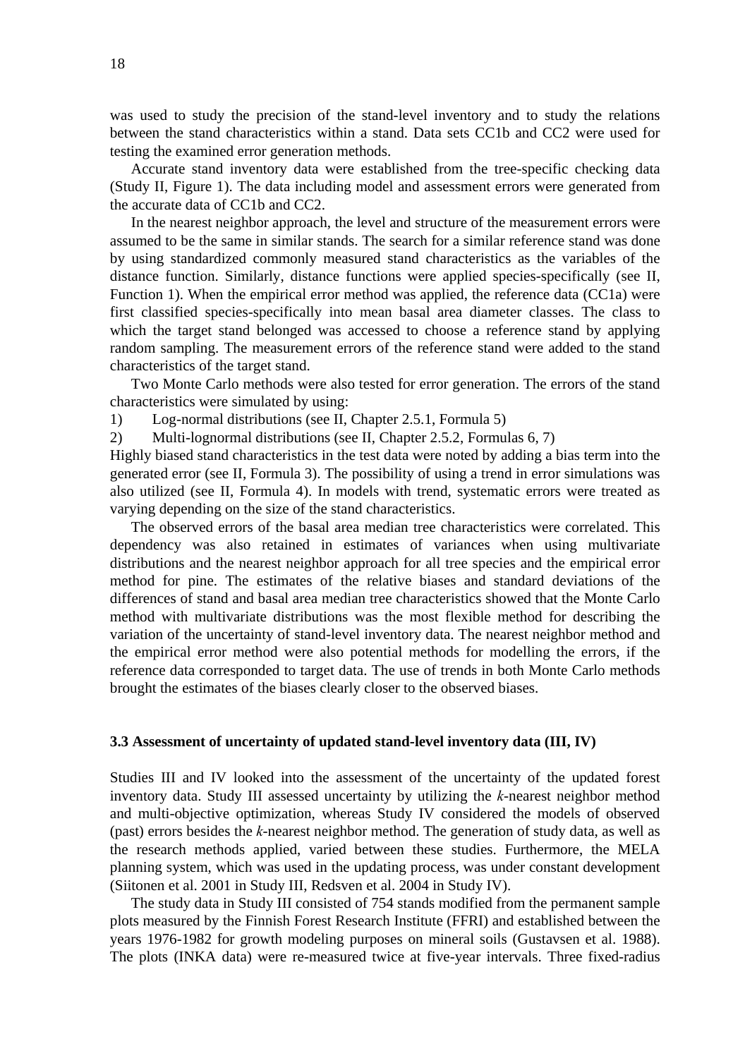was used to study the precision of the stand-level inventory and to study the relations between the stand characteristics within a stand. Data sets CC1b and CC2 were used for testing the examined error generation methods.

Accurate stand inventory data were established from the tree-specific checking data (Study II, Figure 1). The data including model and assessment errors were generated from the accurate data of CC1b and CC2.

In the nearest neighbor approach, the level and structure of the measurement errors were assumed to be the same in similar stands. The search for a similar reference stand was done by using standardized commonly measured stand characteristics as the variables of the distance function. Similarly, distance functions were applied species-specifically (see II, Function 1). When the empirical error method was applied, the reference data (CC1a) were first classified species-specifically into mean basal area diameter classes. The class to which the target stand belonged was accessed to choose a reference stand by applying random sampling. The measurement errors of the reference stand were added to the stand characteristics of the target stand.

Two Monte Carlo methods were also tested for error generation. The errors of the stand characteristics were simulated by using:

1) Log-normal distributions (see II, Chapter 2.5.1, Formula 5)
2) Multi-lognormal distributions (see II, Chapter 2.5.2, Formulas 6, 7)

Highly biased stand characteristics in the test data were noted by adding a bias term into the generated error (see II, Formula 3). The possibility of using a trend in error simulations was also utilized (see II, Formula 4). In models with trend, systematic errors were treated as varying depending on the size of the stand characteristics.

The observed errors of the basal area median tree characteristics were correlated. This dependency was also retained in estimates of variances when using multivariate distributions and the nearest neighbor approach for all tree species and the empirical error method for pine. The estimates of the relative biases and standard deviations of the differences of stand and basal area median tree characteristics showed that the Monte Carlo method with multivariate distributions was the most flexible method for describing the variation of the uncertainty of stand-level inventory data. The nearest neighbor method and the empirical error method were also potential methods for modelling the errors, if the reference data corresponded to target data. The use of trends in both Monte Carlo methods brought the estimates of the biases clearly closer to the observed biases.

### 3.3 Assessment of uncertainty of updated stand-level inventory data (III, IV)

Studies III and IV looked into the assessment of the uncertainty of the updated forest inventory data. Study III assessed uncertainty by utilizing the *k*-nearest neighbor method and multi-objective optimization, whereas Study IV considered the models of observed (past) errors besides the *k*-nearest neighbor method. The generation of study data, as well as the research methods applied, varied between these studies. Furthermore, the MELA planning system, which was used in the updating process, was under constant development (Siitonen et al. 2001 in Study III, Redsven et al. 2004 in Study IV).

The study data in Study III consisted of 754 stands modified from the permanent sample plots measured by the Finnish Forest Research Institute (FFRI) and established between the years 1976-1982 for growth modeling purposes on mineral soils (Gustavsen et al. 1988). The plots (INKA data) were re-measured twice at five-year intervals. Three fixed-radius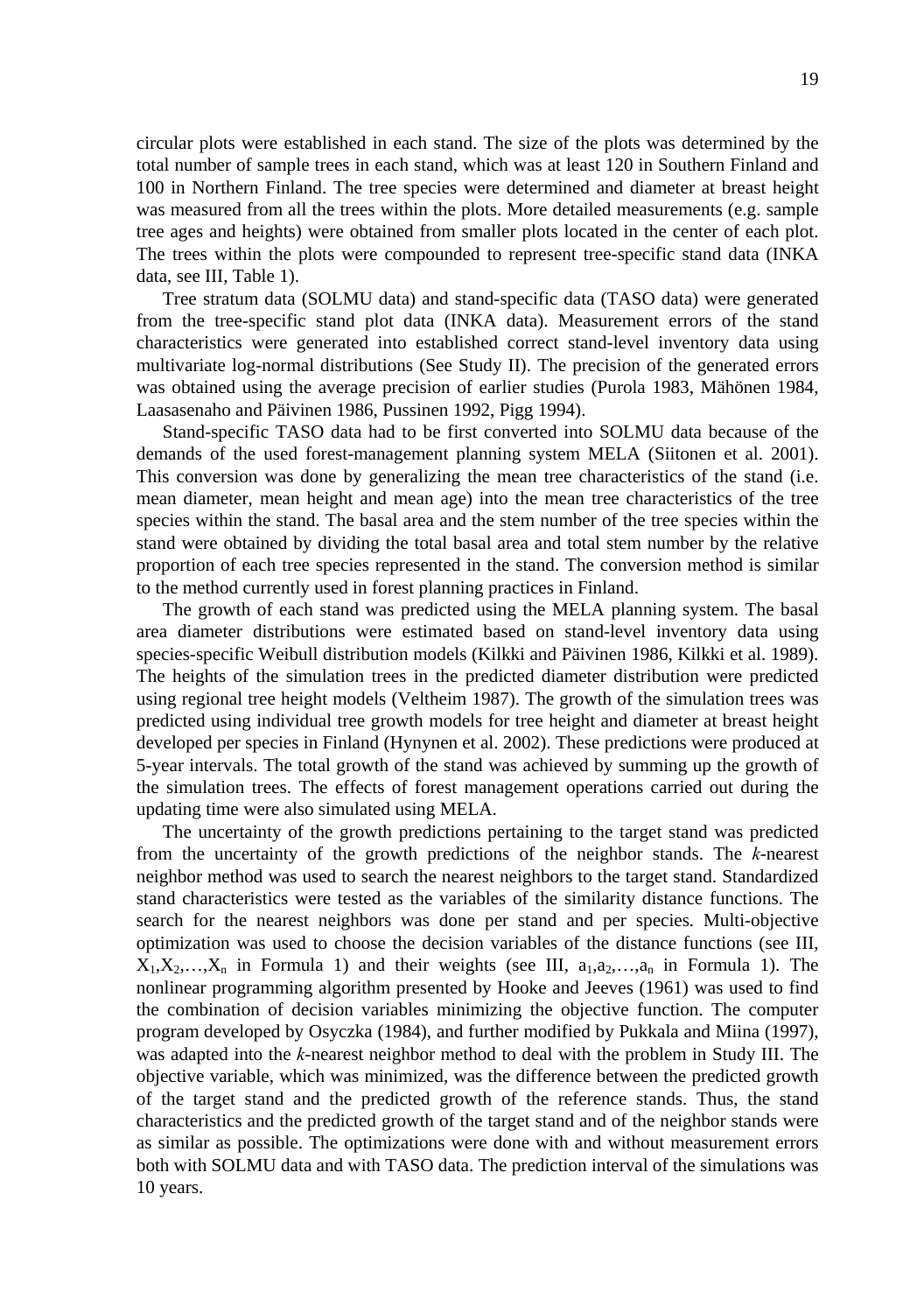circular plots were established in each stand. The size of the plots was determined by the total number of sample trees in each stand, which was at least 120 in Southern Finland and 100 in Northern Finland. The tree species were determined and diameter at breast height was measured from all the trees within the plots. More detailed measurements (e.g. sample tree ages and heights) were obtained from smaller plots located in the center of each plot. The trees within the plots were compounded to represent tree-specific stand data (INKA data, see III, Table 1).

Tree stratum data (SOLMU data) and stand-specific data (TASO data) were generated from the tree-specific stand plot data (INKA data). Measurement errors of the stand characteristics were generated into established correct stand-level inventory data using multivariate log-normal distributions (See Study II). The precision of the generated errors was obtained using the average precision of earlier studies (Purola 1983, Mähönen 1984, Laasasenaho and Päivinen 1986, Pussinen 1992, Pigg 1994).

Stand-specific TASO data had to be first converted into SOLMU data because of the demands of the used forest-management planning system MELA (Siitonen et al. 2001). This conversion was done by generalizing the mean tree characteristics of the stand (i.e. mean diameter, mean height and mean age) into the mean tree characteristics of the tree species within the stand. The basal area and the stem number of the tree species within the stand were obtained by dividing the total basal area and total stem number by the relative proportion of each tree species represented in the stand. The conversion method is similar to the method currently used in forest planning practices in Finland.

The growth of each stand was predicted using the MELA planning system. The basal area diameter distributions were estimated based on stand-level inventory data using species-specific Weibull distribution models (Kilkki and Päivinen 1986, Kilkki et al. 1989). The heights of the simulation trees in the predicted diameter distribution were predicted using regional tree height models (Veltheim 1987). The growth of the simulation trees was predicted using individual tree growth models for tree height and diameter at breast height developed per species in Finland (Hynynen et al. 2002). These predictions were produced at 5-year intervals. The total growth of the stand was achieved by summing up the growth of the simulation trees. The effects of forest management operations carried out during the updating time were also simulated using MELA.

The uncertainty of the growth predictions pertaining to the target stand was predicted from the uncertainty of the growth predictions of the neighbor stands. The *k*-nearest neighbor method was used to search the nearest neighbors to the target stand. Standardized stand characteristics were tested as the variables of the similarity distance functions. The search for the nearest neighbors was done per stand and per species. Multi-objective optimization was used to choose the decision variables of the distance functions (see III, $X_1, X_2, \ldots, X_n$ in Formula 1) and their weights (see III, $a_1, a_2, \ldots, a_n$ in Formula 1). The nonlinear programming algorithm presented by Hooke and Jeeves (1961) was used to find the combination of decision variables minimizing the objective function. The computer program developed by Osyczka (1984), and further modified by Pukkala and Miina (1997), was adapted into the *k*-nearest neighbor method to deal with the problem in Study III. The objective variable, which was minimized, was the difference between the predicted growth of the target stand and the predicted growth of the reference stands. Thus, the stand characteristics and the predicted growth of the target stand and of the neighbor stands were as similar as possible. The optimizations were done with and without measurement errors both with SOLMU data and with TASO data. The prediction interval of the simulations was 10 years.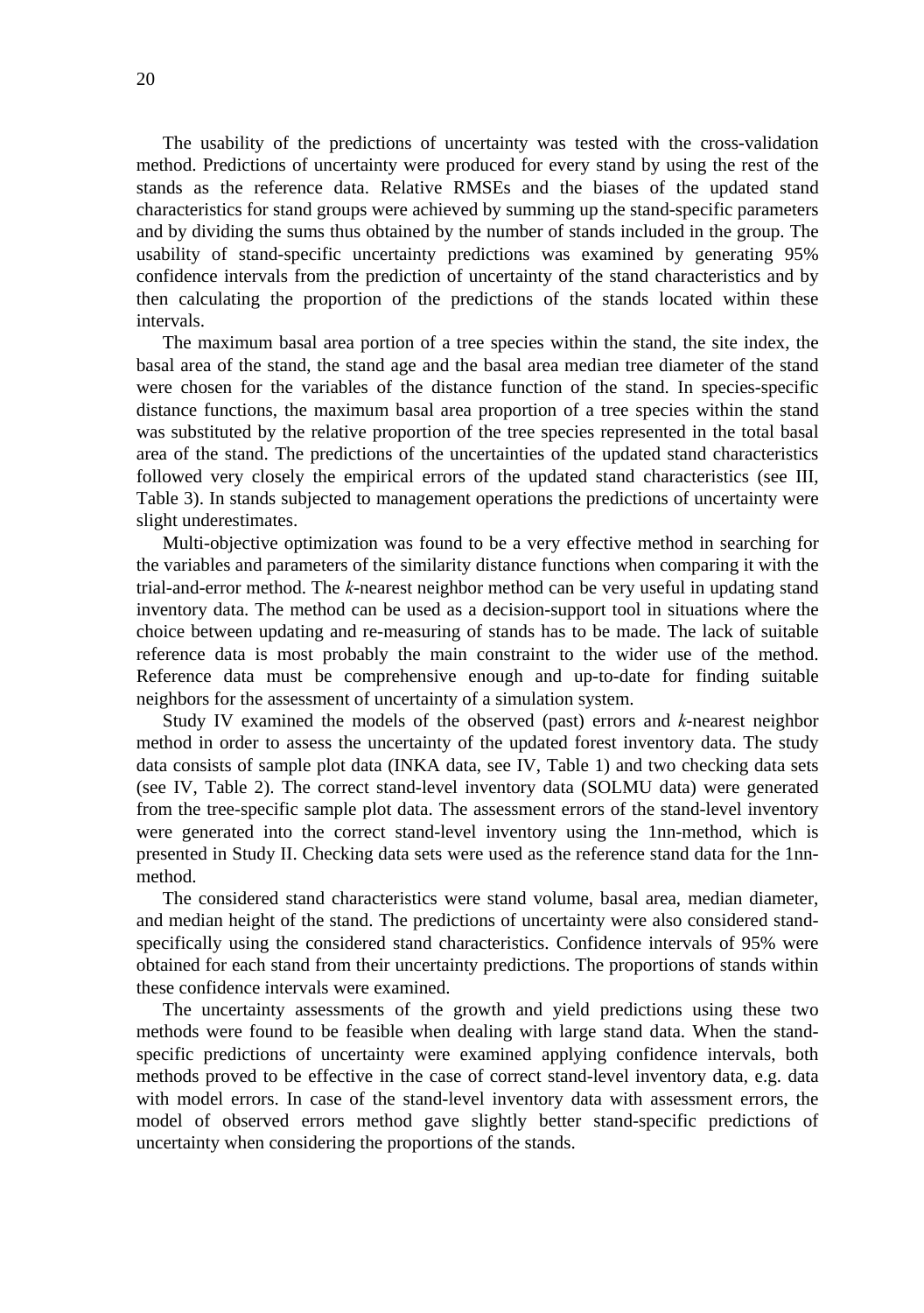The usability of the predictions of uncertainty was tested with the cross-validation method. Predictions of uncertainty were produced for every stand by using the rest of the stands as the reference data. Relative RMSEs and the biases of the updated stand characteristics for stand groups were achieved by summing up the stand-specific parameters and by dividing the sums thus obtained by the number of stands included in the group. The usability of stand-specific uncertainty predictions was examined by generating 95% confidence intervals from the prediction of uncertainty of the stand characteristics and by then calculating the proportion of the predictions of the stands located within these intervals.

The maximum basal area portion of a tree species within the stand, the site index, the basal area of the stand, the stand age and the basal area median tree diameter of the stand were chosen for the variables of the distance function of the stand. In species-specific distance functions, the maximum basal area proportion of a tree species within the stand was substituted by the relative proportion of the tree species represented in the total basal area of the stand. The predictions of the uncertainties of the updated stand characteristics followed very closely the empirical errors of the updated stand characteristics (see III, Table 3). In stands subjected to management operations the predictions of uncertainty were slight underestimates.

Multi-objective optimization was found to be a very effective method in searching for the variables and parameters of the similarity distance functions when comparing it with the trial-and-error method. The *k*-nearest neighbor method can be very useful in updating stand inventory data. The method can be used as a decision-support tool in situations where the choice between updating and re-measuring of stands has to be made. The lack of suitable reference data is most probably the main constraint to the wider use of the method. Reference data must be comprehensive enough and up-to-date for finding suitable neighbors for the assessment of uncertainty of a simulation system.

Study IV examined the models of the observed (past) errors and *k*-nearest neighbor method in order to assess the uncertainty of the updated forest inventory data. The study data consists of sample plot data (INKA data, see IV, Table 1) and two checking data sets (see IV, Table 2). The correct stand-level inventory data (SOLMU data) were generated from the tree-specific sample plot data. The assessment errors of the stand-level inventory were generated into the correct stand-level inventory using the 1nn-method, which is presented in Study II. Checking data sets were used as the reference stand data for the 1nn-method.

The considered stand characteristics were stand volume, basal area, median diameter, and median height of the stand. The predictions of uncertainty were also considered stand-specifically using the considered stand characteristics. Confidence intervals of 95% were obtained for each stand from their uncertainty predictions. The proportions of stands within these confidence intervals were examined.

The uncertainty assessments of the growth and yield predictions using these two methods were found to be feasible when dealing with large stand data. When the stand-specific predictions of uncertainty were examined applying confidence intervals, both methods proved to be effective in the case of correct stand-level inventory data, e.g. data with model errors. In case of the stand-level inventory data with assessment errors, the model of observed errors method gave slightly better stand-specific predictions of uncertainty when considering the proportions of the stands.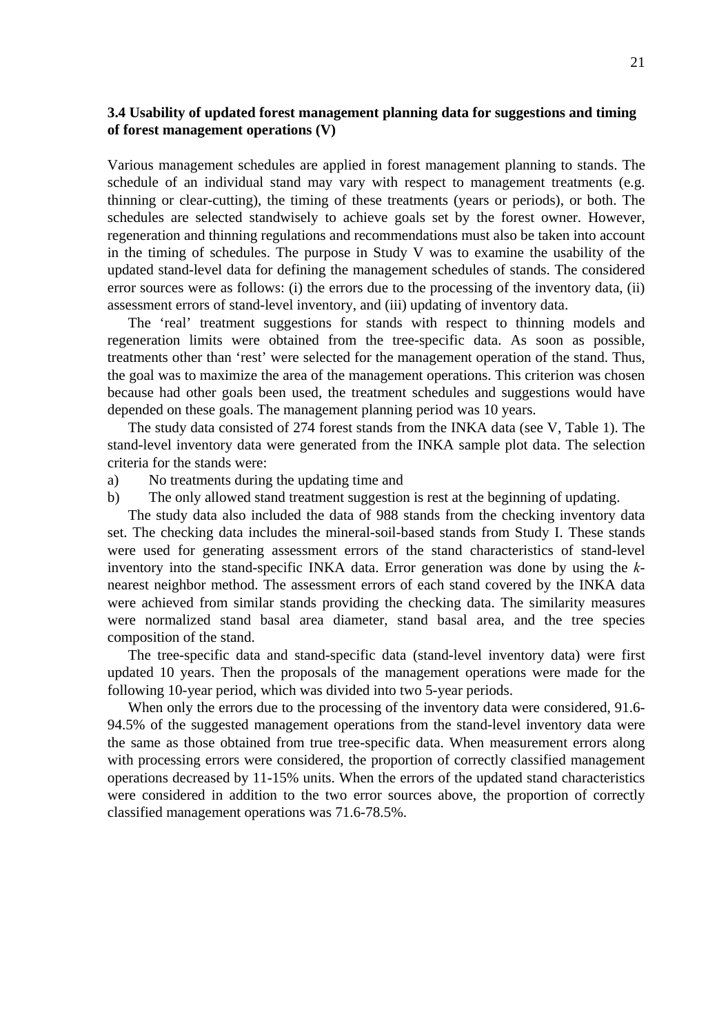### 3.4 Usability of updated forest management planning data for suggestions and timing of forest management operations (V)

Various management schedules are applied in forest management planning to stands. The schedule of an individual stand may vary with respect to management treatments (e.g. thinning or clear-cutting), the timing of these treatments (years or periods), or both. The schedules are selected standwisely to achieve goals set by the forest owner. However, regeneration and thinning regulations and recommendations must also be taken into account in the timing of schedules. The purpose in Study V was to examine the usability of the updated stand-level data for defining the management schedules of stands. The considered error sources were as follows: (i) the errors due to the processing of the inventory data, (ii) assessment errors of stand-level inventory, and (iii) updating of inventory data.

The 'real' treatment suggestions for stands with respect to thinning models and regeneration limits were obtained from the tree-specific data. As soon as possible, treatments other than 'rest' were selected for the management operation of the stand. Thus, the goal was to maximize the area of the management operations. This criterion was chosen because had other goals been used, the treatment schedules and suggestions would have depended on these goals. The management planning period was 10 years.

The study data consisted of 274 forest stands from the INKA data (see V, Table 1). The stand-level inventory data were generated from the INKA sample plot data. The selection criteria for the stands were:

a) No treatments during the updating time and
b) The only allowed stand treatment suggestion is rest at the beginning of updating.

The study data also included the data of 988 stands from the checking inventory data set. The checking data includes the mineral-soil-based stands from Study I. These stands were used for generating assessment errors of the stand characteristics of stand-level inventory into the stand-specific INKA data. Error generation was done by using the *k*-nearest neighbor method. The assessment errors of each stand covered by the INKA data were achieved from similar stands providing the checking data. The similarity measures were normalized stand basal area diameter, stand basal area, and the tree species composition of the stand.

The tree-specific data and stand-specific data (stand-level inventory data) were first updated 10 years. Then the proposals of the management operations were made for the following 10-year period, which was divided into two 5-year periods.

When only the errors due to the processing of the inventory data were considered, 91.6-94.5% of the suggested management operations from the stand-level inventory data were the same as those obtained from true tree-specific data. When measurement errors along with processing errors were considered, the proportion of correctly classified management operations decreased by 11-15% units. When the errors of the updated stand characteristics were considered in addition to the two error sources above, the proportion of correctly classified management operations was 71.6-78.5%.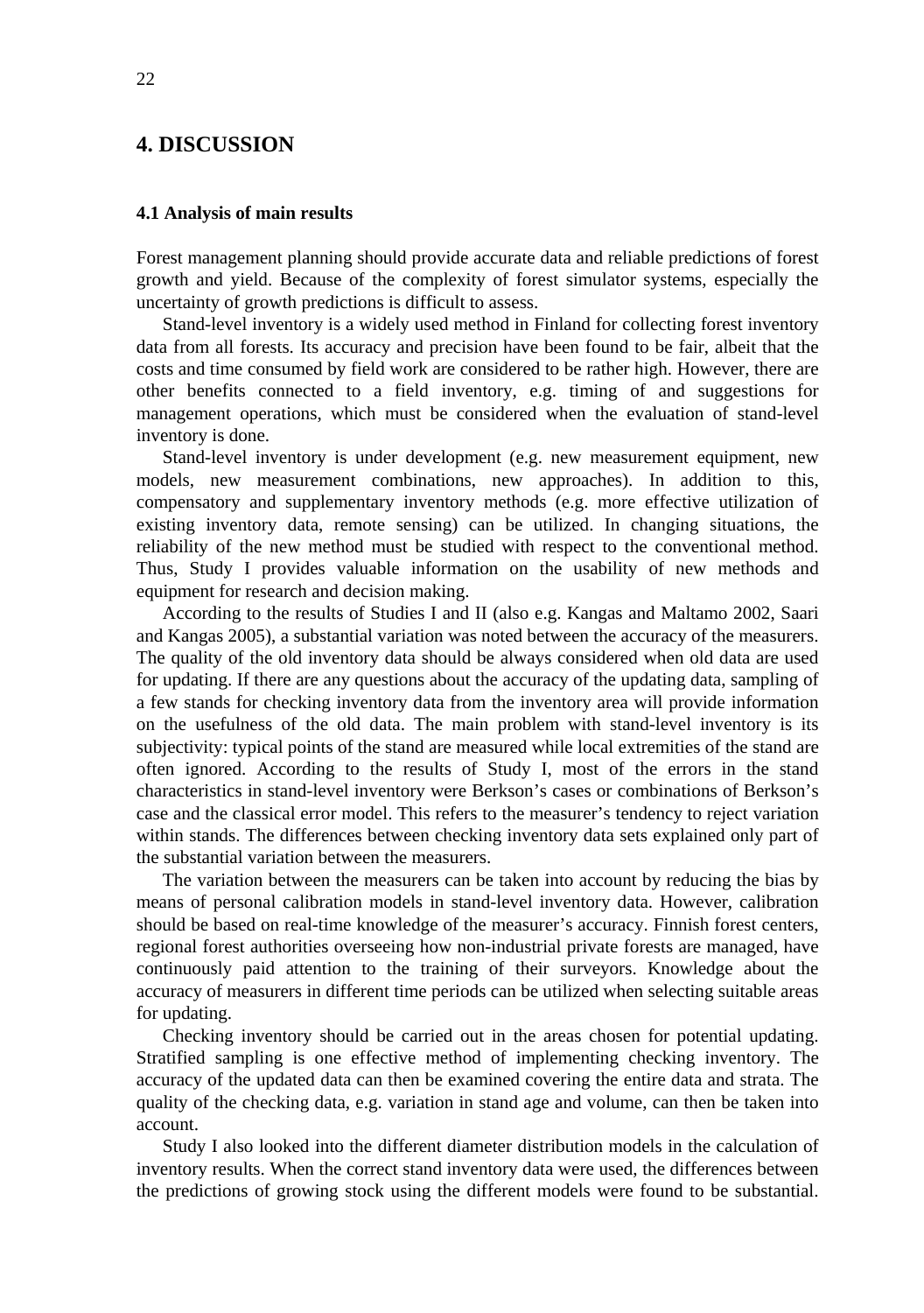# 4. DISCUSSION

## 4.1 Analysis of main results

Forest management planning should provide accurate data and reliable predictions of forest growth and yield. Because of the complexity of forest simulator systems, especially the uncertainty of growth predictions is difficult to assess.

Stand-level inventory is a widely used method in Finland for collecting forest inventory data from all forests. Its accuracy and precision have been found to be fair, albeit that the costs and time consumed by field work are considered to be rather high. However, there are other benefits connected to a field inventory, e.g. timing of and suggestions for management operations, which must be considered when the evaluation of stand-level inventory is done.

Stand-level inventory is under development (e.g. new measurement equipment, new models, new measurement combinations, new approaches). In addition to this, compensatory and supplementary inventory methods (e.g. more effective utilization of existing inventory data, remote sensing) can be utilized. In changing situations, the reliability of the new method must be studied with respect to the conventional method. Thus, Study I provides valuable information on the usability of new methods and equipment for research and decision making.

According to the results of Studies I and II (also e.g. Kangas and Maltamo 2002, Saari and Kangas 2005), a substantial variation was noted between the accuracy of the measurers. The quality of the old inventory data should be always considered when old data are used for updating. If there are any questions about the accuracy of the updating data, sampling of a few stands for checking inventory data from the inventory area will provide information on the usefulness of the old data. The main problem with stand-level inventory is its subjectivity: typical points of the stand are measured while local extremities of the stand are often ignored. According to the results of Study I, most of the errors in the stand characteristics in stand-level inventory were Berkson's cases or combinations of Berkson's case and the classical error model. This refers to the measurer's tendency to reject variation within stands. The differences between checking inventory data sets explained only part of the substantial variation between the measurers.

The variation between the measurers can be taken into account by reducing the bias by means of personal calibration models in stand-level inventory data. However, calibration should be based on real-time knowledge of the measurer's accuracy. Finnish forest centers, regional forest authorities overseeing how non-industrial private forests are managed, have continuously paid attention to the training of their surveyors. Knowledge about the accuracy of measurers in different time periods can be utilized when selecting suitable areas for updating.

Checking inventory should be carried out in the areas chosen for potential updating. Stratified sampling is one effective method of implementing checking inventory. The accuracy of the updated data can then be examined covering the entire data and strata. The quality of the checking data, e.g. variation in stand age and volume, can then be taken into account.

Study I also looked into the different diameter distribution models in the calculation of inventory results. When the correct stand inventory data were used, the differences between the predictions of growing stock using the different models were found to be substantial.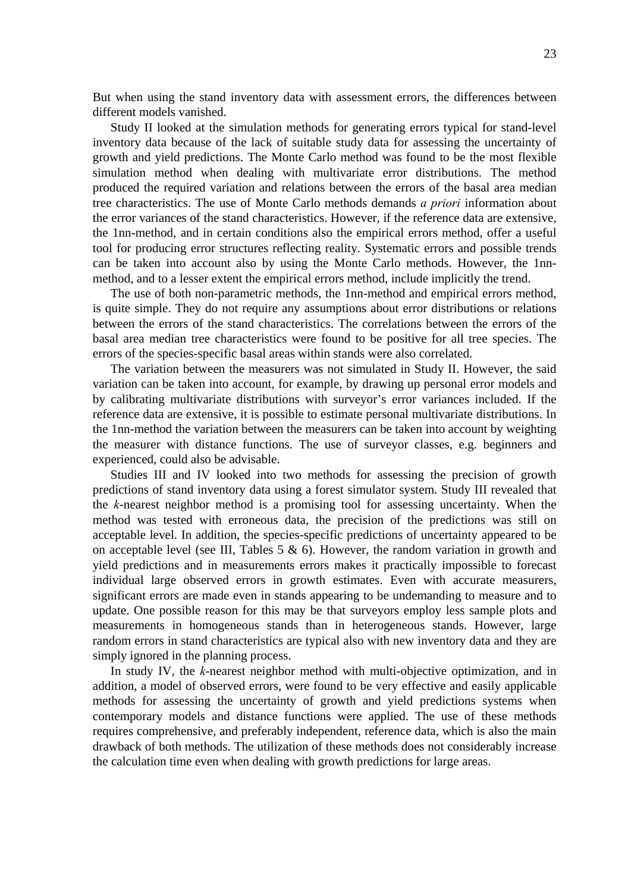But when using the stand inventory data with assessment errors, the differences between different models vanished.

Study II looked at the simulation methods for generating errors typical for stand-level inventory data because of the lack of suitable study data for assessing the uncertainty of growth and yield predictions. The Monte Carlo method was found to be the most flexible simulation method when dealing with multivariate error distributions. The method produced the required variation and relations between the errors of the basal area median tree characteristics. The use of Monte Carlo methods demands *a priori* information about the error variances of the stand characteristics. However, if the reference data are extensive, the 1nn-method, and in certain conditions also the empirical errors method, offer a useful tool for producing error structures reflecting reality. Systematic errors and possible trends can be taken into account also by using the Monte Carlo methods. However, the 1nn-method, and to a lesser extent the empirical errors method, include implicitly the trend.

The use of both non-parametric methods, the 1nn-method and empirical errors method, is quite simple. They do not require any assumptions about error distributions or relations between the errors of the stand characteristics. The correlations between the errors of the basal area median tree characteristics were found to be positive for all tree species. The errors of the species-specific basal areas within stands were also correlated.

The variation between the measurers was not simulated in Study II. However, the said variation can be taken into account, for example, by drawing up personal error models and by calibrating multivariate distributions with surveyor's error variances included. If the reference data are extensive, it is possible to estimate personal multivariate distributions. In the 1nn-method the variation between the measurers can be taken into account by weighting the measurer with distance functions. The use of surveyor classes, e.g. beginners and experienced, could also be advisable.

Studies III and IV looked into two methods for assessing the precision of growth predictions of stand inventory data using a forest simulator system. Study III revealed that the *k*-nearest neighbor method is a promising tool for assessing uncertainty. When the method was tested with erroneous data, the precision of the predictions was still on acceptable level. In addition, the species-specific predictions of uncertainty appeared to be on acceptable level (see III, Tables 5 & 6). However, the random variation in growth and yield predictions and in measurements errors makes it practically impossible to forecast individual large observed errors in growth estimates. Even with accurate measurers, significant errors are made even in stands appearing to be undemanding to measure and to update. One possible reason for this may be that surveyors employ less sample plots and measurements in homogeneous stands than in heterogeneous stands. However, large random errors in stand characteristics are typical also with new inventory data and they are simply ignored in the planning process.

In study IV, the *k*-nearest neighbor method with multi-objective optimization, and in addition, a model of observed errors, were found to be very effective and easily applicable methods for assessing the uncertainty of growth and yield predictions systems when contemporary models and distance functions were applied. The use of these methods requires comprehensive, and preferably independent, reference data, which is also the main drawback of both methods. The utilization of these methods does not considerably increase the calculation time even when dealing with growth predictions for large areas.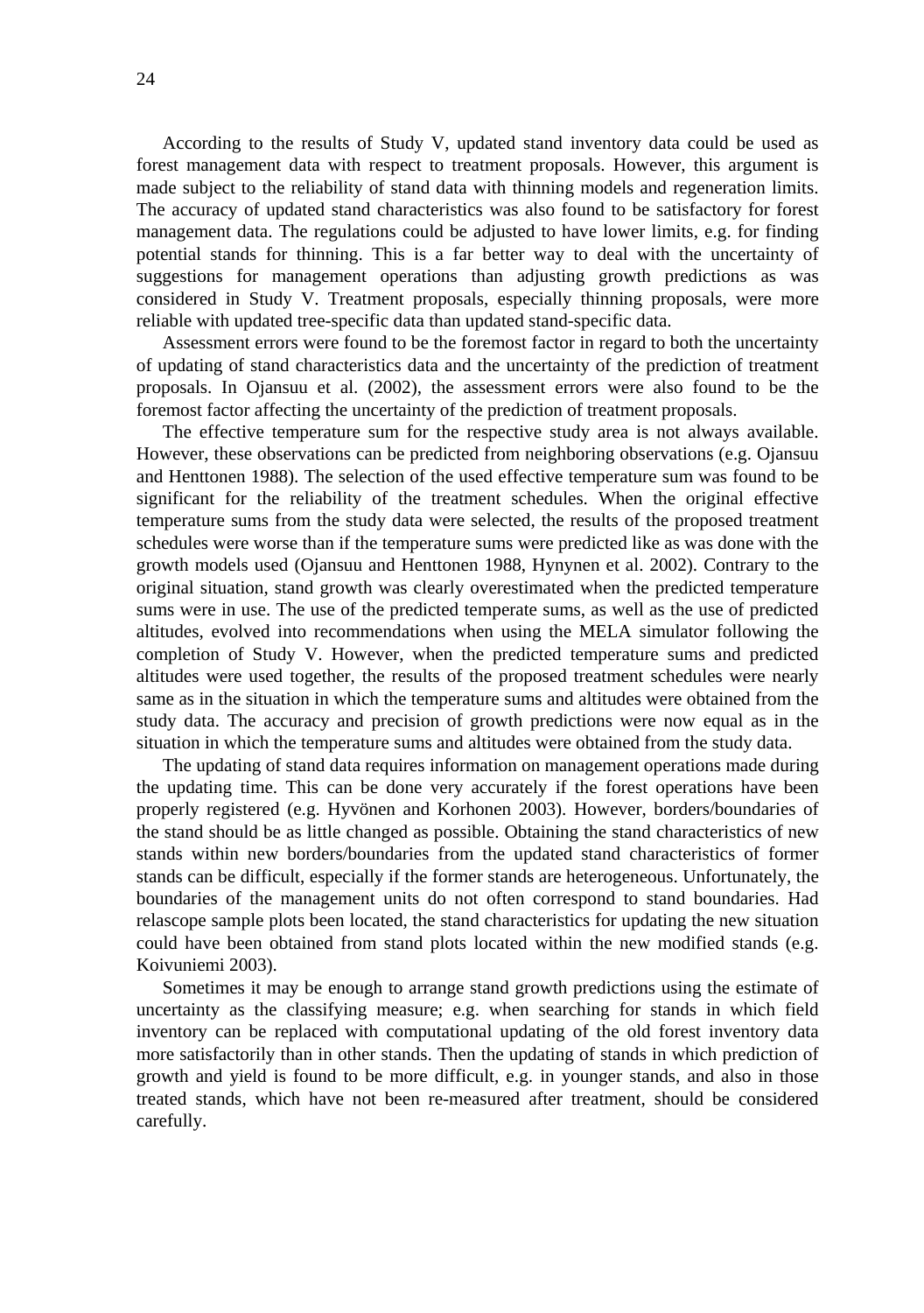According to the results of Study V, updated stand inventory data could be used as forest management data with respect to treatment proposals. However, this argument is made subject to the reliability of stand data with thinning models and regeneration limits. The accuracy of updated stand characteristics was also found to be satisfactory for forest management data. The regulations could be adjusted to have lower limits, e.g. for finding potential stands for thinning. This is a far better way to deal with the uncertainty of suggestions for management operations than adjusting growth predictions as was considered in Study V. Treatment proposals, especially thinning proposals, were more reliable with updated tree-specific data than updated stand-specific data.

Assessment errors were found to be the foremost factor in regard to both the uncertainty of updating of stand characteristics data and the uncertainty of the prediction of treatment proposals. In Ojansuu et al. (2002), the assessment errors were also found to be the foremost factor affecting the uncertainty of the prediction of treatment proposals.

The effective temperature sum for the respective study area is not always available. However, these observations can be predicted from neighboring observations (e.g. Ojansuu and Henttonen 1988). The selection of the used effective temperature sum was found to be significant for the reliability of the treatment schedules. When the original effective temperature sums from the study data were selected, the results of the proposed treatment schedules were worse than if the temperature sums were predicted like as was done with the growth models used (Ojansuu and Henttonen 1988, Hynynen et al. 2002). Contrary to the original situation, stand growth was clearly overestimated when the predicted temperature sums were in use. The use of the predicted temperate sums, as well as the use of predicted altitudes, evolved into recommendations when using the MELA simulator following the completion of Study V. However, when the predicted temperature sums and predicted altitudes were used together, the results of the proposed treatment schedules were nearly same as in the situation in which the temperature sums and altitudes were obtained from the study data. The accuracy and precision of growth predictions were now equal as in the situation in which the temperature sums and altitudes were obtained from the study data.

The updating of stand data requires information on management operations made during the updating time. This can be done very accurately if the forest operations have been properly registered (e.g. Hyvönen and Korhonen 2003). However, borders/boundaries of the stand should be as little changed as possible. Obtaining the stand characteristics of new stands within new borders/boundaries from the updated stand characteristics of former stands can be difficult, especially if the former stands are heterogeneous. Unfortunately, the boundaries of the management units do not often correspond to stand boundaries. Had relascope sample plots been located, the stand characteristics for updating the new situation could have been obtained from stand plots located within the new modified stands (e.g. Koivuniemi 2003).

Sometimes it may be enough to arrange stand growth predictions using the estimate of uncertainty as the classifying measure; e.g. when searching for stands in which field inventory can be replaced with computational updating of the old forest inventory data more satisfactorily than in other stands. Then the updating of stands in which prediction of growth and yield is found to be more difficult, e.g. in younger stands, and also in those treated stands, which have not been re-measured after treatment, should be considered carefully.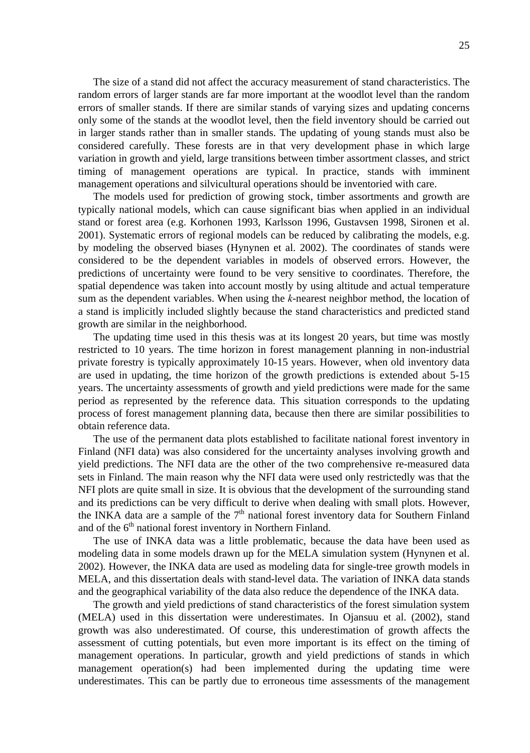The size of a stand did not affect the accuracy measurement of stand characteristics. The random errors of larger stands are far more important at the woodlot level than the random errors of smaller stands. If there are similar stands of varying sizes and updating concerns only some of the stands at the woodlot level, then the field inventory should be carried out in larger stands rather than in smaller stands. The updating of young stands must also be considered carefully. These forests are in that very development phase in which large variation in growth and yield, large transitions between timber assortment classes, and strict timing of management operations are typical. In practice, stands with imminent management operations and silvicultural operations should be inventoried with care.

The models used for prediction of growing stock, timber assortments and growth are typically national models, which can cause significant bias when applied in an individual stand or forest area (e.g. Korhonen 1993, Karlsson 1996, Gustavsen 1998, Sironen et al. 2001). Systematic errors of regional models can be reduced by calibrating the models, e.g. by modeling the observed biases (Hynynen et al. 2002). The coordinates of stands were considered to be the dependent variables in models of observed errors. However, the predictions of uncertainty were found to be very sensitive to coordinates. Therefore, the spatial dependence was taken into account mostly by using altitude and actual temperature sum as the dependent variables. When using the *k*-nearest neighbor method, the location of a stand is implicitly included slightly because the stand characteristics and predicted stand growth are similar in the neighborhood.

The updating time used in this thesis was at its longest 20 years, but time was mostly restricted to 10 years. The time horizon in forest management planning in non-industrial private forestry is typically approximately 10-15 years. However, when old inventory data are used in updating, the time horizon of the growth predictions is extended about 5-15 years. The uncertainty assessments of growth and yield predictions were made for the same period as represented by the reference data. This situation corresponds to the updating process of forest management planning data, because then there are similar possibilities to obtain reference data.

The use of the permanent data plots established to facilitate national forest inventory in Finland (NFI data) was also considered for the uncertainty analyses involving growth and yield predictions. The NFI data are the other of the two comprehensive re-measured data sets in Finland. The main reason why the NFI data were used only restrictedly was that the NFI plots are quite small in size. It is obvious that the development of the surrounding stand and its predictions can be very difficult to derive when dealing with small plots. However, the INKA data are a sample of the 7th national forest inventory data for Southern Finland and of the 6th national forest inventory in Northern Finland.

The use of INKA data was a little problematic, because the data have been used as modeling data in some models drawn up for the MELA simulation system (Hynynen et al. 2002). However, the INKA data are used as modeling data for single-tree growth models in MELA, and this dissertation deals with stand-level data. The variation of INKA data stands and the geographical variability of the data also reduce the dependence of the INKA data.

The growth and yield predictions of stand characteristics of the forest simulation system (MELA) used in this dissertation were underestimates. In Ojansuu et al. (2002), stand growth was also underestimated. Of course, this underestimation of growth affects the assessment of cutting potentials, but even more important is its effect on the timing of management operations. In particular, growth and yield predictions of stands in which management operation(s) had been implemented during the updating time were underestimates. This can be partly due to erroneous time assessments of the management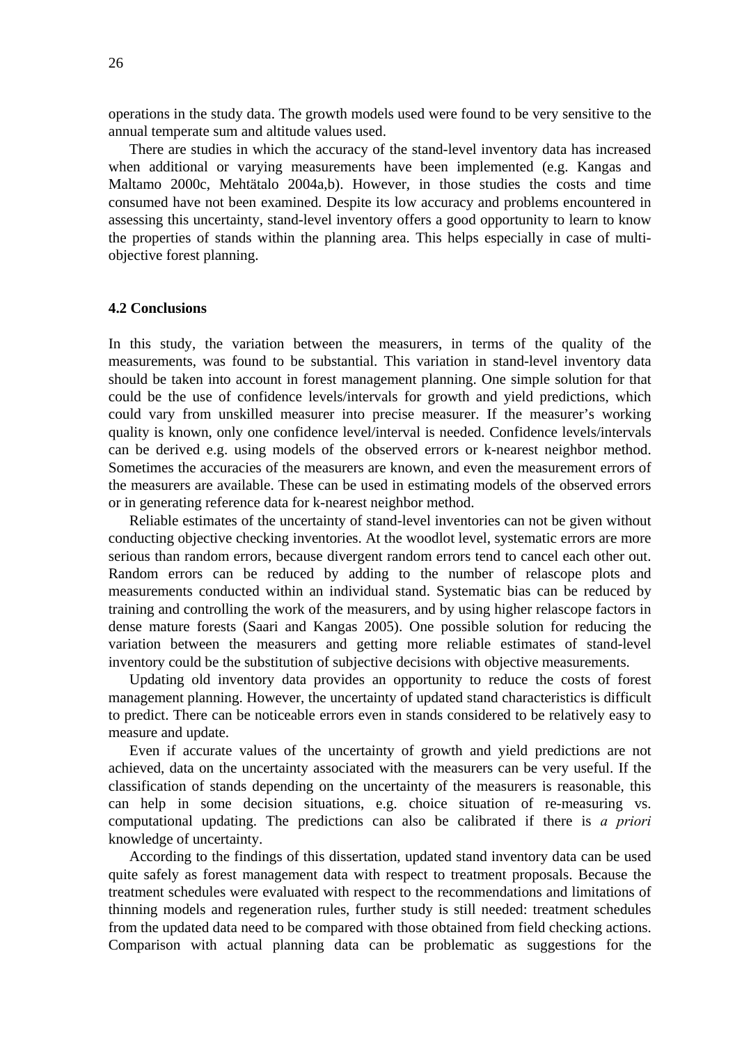operations in the study data. The growth models used were found to be very sensitive to the annual temperate sum and altitude values used.

There are studies in which the accuracy of the stand-level inventory data has increased when additional or varying measurements have been implemented (e.g. Kangas and Maltamo 2000c, Mehtätalo 2004a,b). However, in those studies the costs and time consumed have not been examined. Despite its low accuracy and problems encountered in assessing this uncertainty, stand-level inventory offers a good opportunity to learn to know the properties of stands within the planning area. This helps especially in case of multi-objective forest planning.

### 4.2 Conclusions

In this study, the variation between the measurers, in terms of the quality of the measurements, was found to be substantial. This variation in stand-level inventory data should be taken into account in forest management planning. One simple solution for that could be the use of confidence levels/intervals for growth and yield predictions, which could vary from unskilled measurer into precise measurer. If the measurer's working quality is known, only one confidence level/interval is needed. Confidence levels/intervals can be derived e.g. using models of the observed errors or k-nearest neighbor method. Sometimes the accuracies of the measurers are known, and even the measurement errors of the measurers are available. These can be used in estimating models of the observed errors or in generating reference data for k-nearest neighbor method.

Reliable estimates of the uncertainty of stand-level inventories can not be given without conducting objective checking inventories. At the woodlot level, systematic errors are more serious than random errors, because divergent random errors tend to cancel each other out. Random errors can be reduced by adding to the number of relascope plots and measurements conducted within an individual stand. Systematic bias can be reduced by training and controlling the work of the measurers, and by using higher relascope factors in dense mature forests (Saari and Kangas 2005). One possible solution for reducing the variation between the measurers and getting more reliable estimates of stand-level inventory could be the substitution of subjective decisions with objective measurements.

Updating old inventory data provides an opportunity to reduce the costs of forest management planning. However, the uncertainty of updated stand characteristics is difficult to predict. There can be noticeable errors even in stands considered to be relatively easy to measure and update.

Even if accurate values of the uncertainty of growth and yield predictions are not achieved, data on the uncertainty associated with the measurers can be very useful. If the classification of stands depending on the uncertainty of the measurers is reasonable, this can help in some decision situations, e.g. choice situation of re-measuring vs. computational updating. The predictions can also be calibrated if there is *a priori* knowledge of uncertainty.

According to the findings of this dissertation, updated stand inventory data can be used quite safely as forest management data with respect to treatment proposals. Because the treatment schedules were evaluated with respect to the recommendations and limitations of thinning models and regeneration rules, further study is still needed: treatment schedules from the updated data need to be compared with those obtained from field checking actions. Comparison with actual planning data can be problematic as suggestions for the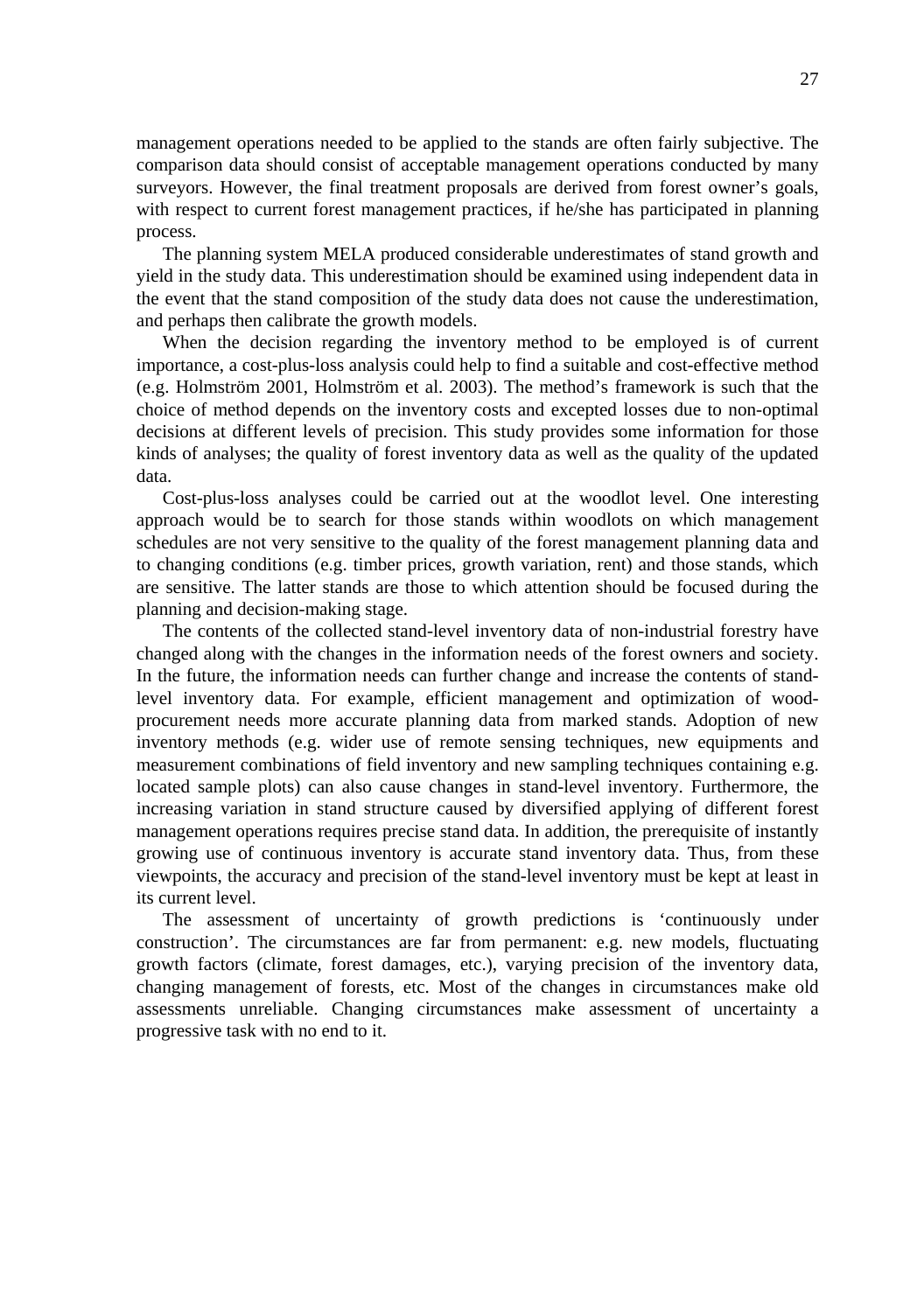management operations needed to be applied to the stands are often fairly subjective. The comparison data should consist of acceptable management operations conducted by many surveyors. However, the final treatment proposals are derived from forest owner's goals, with respect to current forest management practices, if he/she has participated in planning process.

The planning system MELA produced considerable underestimates of stand growth and yield in the study data. This underestimation should be examined using independent data in the event that the stand composition of the study data does not cause the underestimation, and perhaps then calibrate the growth models.

When the decision regarding the inventory method to be employed is of current importance, a cost-plus-loss analysis could help to find a suitable and cost-effective method (e.g. Holmström 2001, Holmström et al. 2003). The method's framework is such that the choice of method depends on the inventory costs and excepted losses due to non-optimal decisions at different levels of precision. This study provides some information for those kinds of analyses; the quality of forest inventory data as well as the quality of the updated data.

Cost-plus-loss analyses could be carried out at the woodlot level. One interesting approach would be to search for those stands within woodlots on which management schedules are not very sensitive to the quality of the forest management planning data and to changing conditions (e.g. timber prices, growth variation, rent) and those stands, which are sensitive. The latter stands are those to which attention should be focused during the planning and decision-making stage.

The contents of the collected stand-level inventory data of non-industrial forestry have changed along with the changes in the information needs of the forest owners and society. In the future, the information needs can further change and increase the contents of stand-level inventory data. For example, efficient management and optimization of wood-procurement needs more accurate planning data from marked stands. Adoption of new inventory methods (e.g. wider use of remote sensing techniques, new equipments and measurement combinations of field inventory and new sampling techniques containing e.g. located sample plots) can also cause changes in stand-level inventory. Furthermore, the increasing variation in stand structure caused by diversified applying of different forest management operations requires precise stand data. In addition, the prerequisite of instantly growing use of continuous inventory is accurate stand inventory data. Thus, from these viewpoints, the accuracy and precision of the stand-level inventory must be kept at least in its current level.

The assessment of uncertainty of growth predictions is 'continuously under construction'. The circumstances are far from permanent: e.g. new models, fluctuating growth factors (climate, forest damages, etc.), varying precision of the inventory data, changing management of forests, etc. Most of the changes in circumstances make old assessments unreliable. Changing circumstances make assessment of uncertainty a progressive task with no end to it.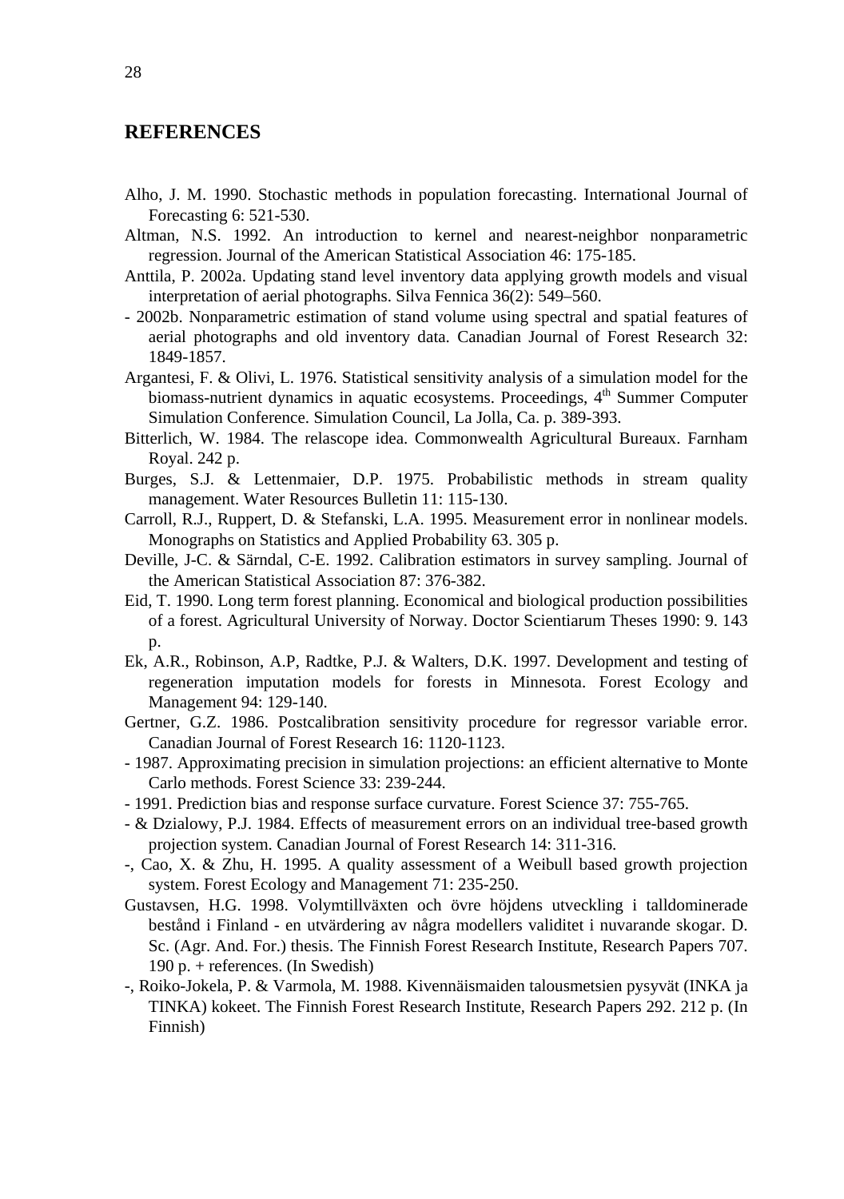## REFERENCES

Alho, J. M. 1990. Stochastic methods in population forecasting. International Journal of Forecasting 6: 521-530.

Altman, N.S. 1992. An introduction to kernel and nearest-neighbor nonparametric regression. Journal of the American Statistical Association 46: 175-185.

Anttila, P. 2002a. Updating stand level inventory data applying growth models and visual interpretation of aerial photographs. Silva Fennica 36(2): 549–560.

- 2002b. Nonparametric estimation of stand volume using spectral and spatial features of aerial photographs and old inventory data. Canadian Journal of Forest Research 32: 1849-1857.

Argantesi, F. & Olivi, L. 1976. Statistical sensitivity analysis of a simulation model for the biomass-nutrient dynamics in aquatic ecosystems. Proceedings, 4th Summer Computer Simulation Conference. Simulation Council, La Jolla, Ca. p. 389-393.

Bitterlich, W. 1984. The relascope idea. Commonwealth Agricultural Bureaux. Farnham Royal. 242 p.

Burges, S.J. & Lettenmaier, D.P. 1975. Probabilistic methods in stream quality management. Water Resources Bulletin 11: 115-130.

Carroll, R.J., Ruppert, D. & Stefanski, L.A. 1995. Measurement error in nonlinear models. Monographs on Statistics and Applied Probability 63. 305 p.

Deville, J-C. & Särndal, C-E. 1992. Calibration estimators in survey sampling. Journal of the American Statistical Association 87: 376-382.

Eid, T. 1990. Long term forest planning. Economical and biological production possibilities of a forest. Agricultural University of Norway. Doctor Scientiarum Theses 1990: 9. 143 p.

Ek, A.R., Robinson, A.P, Radtke, P.J. & Walters, D.K. 1997. Development and testing of regeneration imputation models for forests in Minnesota. Forest Ecology and Management 94: 129-140.

Gertner, G.Z. 1986. Postcalibration sensitivity procedure for regressor variable error. Canadian Journal of Forest Research 16: 1120-1123.

- 1987. Approximating precision in simulation projections: an efficient alternative to Monte Carlo methods. Forest Science 33: 239-244.

- 1991. Prediction bias and response surface curvature. Forest Science 37: 755-765.

- & Dzialowy, P.J. 1984. Effects of measurement errors on an individual tree-based growth projection system. Canadian Journal of Forest Research 14: 311-316.

-, Cao, X. & Zhu, H. 1995. A quality assessment of a Weibull based growth projection system. Forest Ecology and Management 71: 235-250.

Gustavsen, H.G. 1998. Volymtillväxten och övre höjdens utveckling i talldominerade bestånd i Finland - en utvärdering av några modellers validitet i nuvarande skogar. D. Sc. (Agr. And. For.) thesis. The Finnish Forest Research Institute, Research Papers 707. 190 p. + references. (In Swedish)

-, Roiko-Jokela, P. & Varmola, M. 1988. Kivennäismaiden talousmetsien pysyvät (INKA ja TINKA) kokeet. The Finnish Forest Research Institute, Research Papers 292. 212 p. (In Finnish)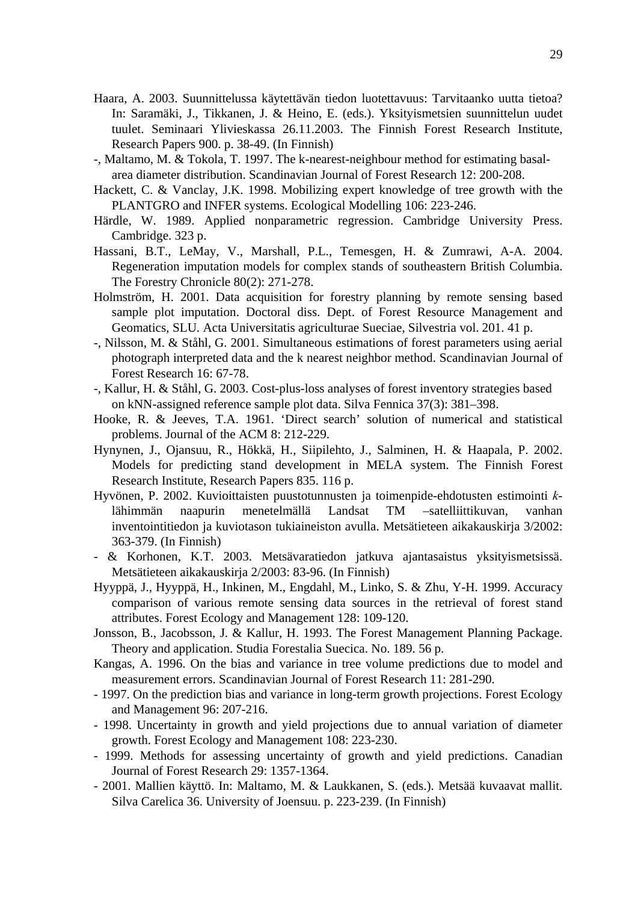Haara, A. 2003. Suunnittelussa käytettävän tiedon luotettavuus: Tarvitaanko uutta tietoa? In: Saramäki, J., Tikkanen, J. & Heino, E. (eds.). Yksityismetsien suunnittelun uudet tuulet. Seminaari Ylivieskassa 26.11.2003. The Finnish Forest Research Institute, Research Papers 900. p. 38-49. (In Finnish)

-, Maltamo, M. & Tokola, T. 1997. The k-nearest-neighbour method for estimating basal-area diameter distribution. Scandinavian Journal of Forest Research 12: 200-208.

Hackett, C. & Vanclay, J.K. 1998. Mobilizing expert knowledge of tree growth with the PLANTGRO and INFER systems. Ecological Modelling 106: 223-246.

Härdle, W. 1989. Applied nonparametric regression. Cambridge University Press. Cambridge. 323 p.

Hassani, B.T., LeMay, V., Marshall, P.L., Temesgen, H. & Zumrawi, A-A. 2004. Regeneration imputation models for complex stands of southeastern British Columbia. The Forestry Chronicle 80(2): 271-278.

Holmström, H. 2001. Data acquisition for forestry planning by remote sensing based sample plot imputation. Doctoral diss. Dept. of Forest Resource Management and Geomatics, SLU. Acta Universitatis agriculturae Sueciae, Silvestria vol. 201. 41 p.

-, Nilsson, M. & Ståhl, G. 2001. Simultaneous estimations of forest parameters using aerial photograph interpreted data and the k nearest neighbor method. Scandinavian Journal of Forest Research 16: 67-78.

-, Kallur, H. & Ståhl, G. 2003. Cost-plus-loss analyses of forest inventory strategies based on kNN-assigned reference sample plot data. Silva Fennica 37(3): 381–398.

Hooke, R. & Jeeves, T.A. 1961. 'Direct search' solution of numerical and statistical problems. Journal of the ACM 8: 212-229.

Hynynen, J., Ojansuu, R., Hökkä, H., Siipilehto, J., Salminen, H. & Haapala, P. 2002. Models for predicting stand development in MELA system. The Finnish Forest Research Institute, Research Papers 835. 116 p.

Hyvönen, P. 2002. Kuvioittaisten puustotunnusten ja toimenpide-ehdotusten estimointi *k*-lähimmän naapurin menetelmällä Landsat TM –satelliittikuvan, vanhan inventointitiedon ja kuviotason tukiaineiston avulla. Metsätieteen aikakauskirja 3/2002: 363-379. (In Finnish)

- & Korhonen, K.T. 2003. Metsävaratiedon jatkuva ajantasaistus yksityismetsissä. Metsätieteen aikakauskirja 2/2003: 83-96. (In Finnish)

Hyyppä, J., Hyyppä, H., Inkinen, M., Engdahl, M., Linko, S. & Zhu, Y-H. 1999. Accuracy comparison of various remote sensing data sources in the retrieval of forest stand attributes. Forest Ecology and Management 128: 109-120.

Jonsson, B., Jacobsson, J. & Kallur, H. 1993. The Forest Management Planning Package. Theory and application. Studia Forestalia Suecica. No. 189. 56 p.

Kangas, A. 1996. On the bias and variance in tree volume predictions due to model and measurement errors. Scandinavian Journal of Forest Research 11: 281-290.

- 1997. On the prediction bias and variance in long-term growth projections. Forest Ecology and Management 96: 207-216.

- 1998. Uncertainty in growth and yield projections due to annual variation of diameter growth. Forest Ecology and Management 108: 223-230.

- 1999. Methods for assessing uncertainty of growth and yield predictions. Canadian Journal of Forest Research 29: 1357-1364.

- 2001. Mallien käyttö. In: Maltamo, M. & Laukkanen, S. (eds.). Metsää kuvaavat mallit. Silva Carelica 36. University of Joensuu. p. 223-239. (In Finnish)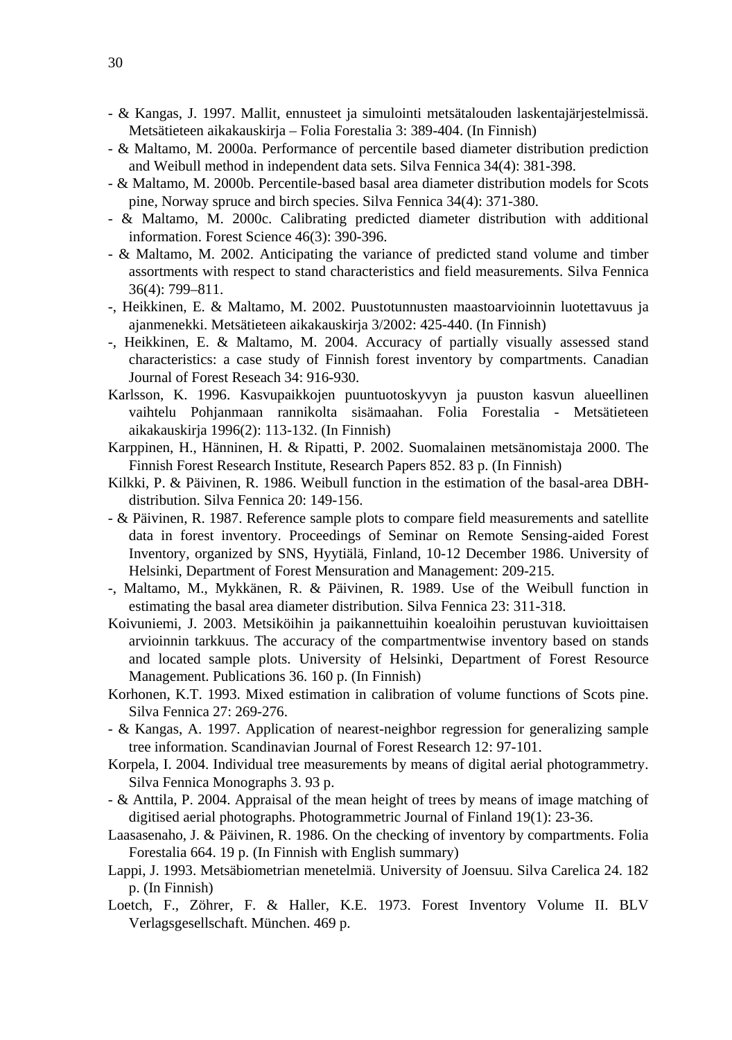- & Kangas, J. 1997. Mallit, ennusteet ja simulointi metsätalouden laskentajärjestelmissä. Metsätieteen aikakauskirja – Folia Forestalia 3: 389-404. (In Finnish)

- & Maltamo, M. 2000a. Performance of percentile based diameter distribution prediction and Weibull method in independent data sets. Silva Fennica 34(4): 381-398.

- & Maltamo, M. 2000b. Percentile-based basal area diameter distribution models for Scots pine, Norway spruce and birch species. Silva Fennica 34(4): 371-380.

- & Maltamo, M. 2000c. Calibrating predicted diameter distribution with additional information. Forest Science 46(3): 390-396.

- & Maltamo, M. 2002. Anticipating the variance of predicted stand volume and timber assortments with respect to stand characteristics and field measurements. Silva Fennica 36(4): 799–811.

-, Heikkinen, E. & Maltamo, M. 2002. Puustotunnusten maastoarvioinnin luotettavuus ja ajanmenekki. Metsätieteen aikakauskirja 3/2002: 425-440. (In Finnish)

-, Heikkinen, E. & Maltamo, M. 2004. Accuracy of partially visually assessed stand characteristics: a case study of Finnish forest inventory by compartments. Canadian Journal of Forest Reseach 34: 916-930.

Karlsson, K. 1996. Kasvupaikkojen puuntuotoskyvyn ja puuston kasvun alueellinen vaihtelu Pohjanmaan rannikolta sisämaahan. Folia Forestalia - Metsätieteen aikakauskirja 1996(2): 113-132. (In Finnish)

Karppinen, H., Hänninen, H. & Ripatti, P. 2002. Suomalainen metsänomistaja 2000. The Finnish Forest Research Institute, Research Papers 852. 83 p. (In Finnish)

Kilkki, P. & Päivinen, R. 1986. Weibull function in the estimation of the basal-area DBH-distribution. Silva Fennica 20: 149-156.

- & Päivinen, R. 1987. Reference sample plots to compare field measurements and satellite data in forest inventory. Proceedings of Seminar on Remote Sensing-aided Forest Inventory, organized by SNS, Hyytiälä, Finland, 10-12 December 1986. University of Helsinki, Department of Forest Mensuration and Management: 209-215.

-, Maltamo, M., Mykkänen, R. & Päivinen, R. 1989. Use of the Weibull function in estimating the basal area diameter distribution. Silva Fennica 23: 311-318.

Koivuniemi, J. 2003. Metsiköihin ja paikannettuihin koealoihin perustuvan kuvioittaisen arvioinnin tarkkuus. The accuracy of the compartmentwise inventory based on stands and located sample plots. University of Helsinki, Department of Forest Resource Management. Publications 36. 160 p. (In Finnish)

Korhonen, K.T. 1993. Mixed estimation in calibration of volume functions of Scots pine. Silva Fennica 27: 269-276.

- & Kangas, A. 1997. Application of nearest-neighbor regression for generalizing sample tree information. Scandinavian Journal of Forest Research 12: 97-101.

Korpela, I. 2004. Individual tree measurements by means of digital aerial photogrammetry. Silva Fennica Monographs 3. 93 p.

- & Anttila, P. 2004. Appraisal of the mean height of trees by means of image matching of digitised aerial photographs. Photogrammetric Journal of Finland 19(1): 23-36.

Laasasenaho, J. & Päivinen, R. 1986. On the checking of inventory by compartments. Folia Forestalia 664. 19 p. (In Finnish with English summary)

Lappi, J. 1993. Metsäbiometrian menetelmiä. University of Joensuu. Silva Carelica 24. 182 p. (In Finnish)

Loetch, F., Zöhrer, F. & Haller, K.E. 1973. Forest Inventory Volume II. BLV Verlagsgesellschaft. München. 469 p.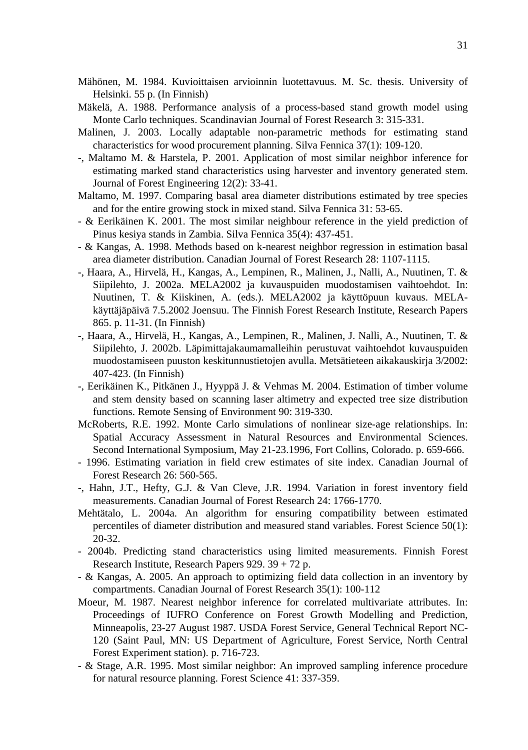Mähönen, M. 1984. Kuvioittaisen arvioinnin luotettavuus. M. Sc. thesis. University of Helsinki. 55 p. (In Finnish)

Mäkelä, A. 1988. Performance analysis of a process-based stand growth model using Monte Carlo techniques. Scandinavian Journal of Forest Research 3: 315-331.

Malinen, J. 2003. Locally adaptable non-parametric methods for estimating stand characteristics for wood procurement planning. Silva Fennica 37(1): 109-120.

-, Maltamo M. & Harstela, P. 2001. Application of most similar neighbor inference for estimating marked stand characteristics using harvester and inventory generated stem. Journal of Forest Engineering 12(2): 33-41.

Maltamo, M. 1997. Comparing basal area diameter distributions estimated by tree species and for the entire growing stock in mixed stand. Silva Fennica 31: 53-65.

- & Eerikäinen K. 2001. The most similar neighbour reference in the yield prediction of Pinus kesiya stands in Zambia. Silva Fennica 35(4): 437-451.

- & Kangas, A. 1998. Methods based on k-nearest neighbor regression in estimation basal area diameter distribution. Canadian Journal of Forest Research 28: 1107-1115.

-, Haara, A., Hirvelä, H., Kangas, A., Lempinen, R., Malinen, J., Nalli, A., Nuutinen, T. & Siipilehto, J. 2002a. MELA2002 ja kuvauspuiden muodostamisen vaihtoehdot. In: Nuutinen, T. & Kiiskinen, A. (eds.). MELA2002 ja käyttöpuun kuvaus. MELA-käyttäjäpäivä 7.5.2002 Joensuu. The Finnish Forest Research Institute, Research Papers 865. p. 11-31. (In Finnish)

-, Haara, A., Hirvelä, H., Kangas, A., Lempinen, R., Malinen, J. Nalli, A., Nuutinen, T. & Siipilehto, J. 2002b. Läpimittajakaumamalleihin perustuvat vaihtoehdot kuvauspuiden muodostamiseen puuston keskitunnustietojen avulla. Metsätieteen aikakauskirja 3/2002: 407-423. (In Finnish)

-, Eerikäinen K., Pitkänen J., Hyyppä J. & Vehmas M. 2004. Estimation of timber volume and stem density based on scanning laser altimetry and expected tree size distribution functions. Remote Sensing of Environment 90: 319-330.

McRoberts, R.E. 1992. Monte Carlo simulations of nonlinear size-age relationships. In: Spatial Accuracy Assessment in Natural Resources and Environmental Sciences. Second International Symposium, May 21-23.1996, Fort Collins, Colorado. p. 659-666.

- 1996. Estimating variation in field crew estimates of site index. Canadian Journal of Forest Research 26: 560-565.

-, Hahn, J.T., Hefty, G.J. & Van Cleve, J.R. 1994. Variation in forest inventory field measurements. Canadian Journal of Forest Research 24: 1766-1770.

Mehtätalo, L. 2004a. An algorithm for ensuring compatibility between estimated percentiles of diameter distribution and measured stand variables. Forest Science 50(1): 20-32.

- 2004b. Predicting stand characteristics using limited measurements. Finnish Forest Research Institute, Research Papers 929. 39 + 72 p.

- & Kangas, A. 2005. An approach to optimizing field data collection in an inventory by compartments. Canadian Journal of Forest Research 35(1): 100-112

Moeur, M. 1987. Nearest neighbor inference for correlated multivariate attributes. In: Proceedings of IUFRO Conference on Forest Growth Modelling and Prediction, Minneapolis, 23-27 August 1987. USDA Forest Service, General Technical Report NC-120 (Saint Paul, MN: US Department of Agriculture, Forest Service, North Central Forest Experiment station). p. 716-723.

- & Stage, A.R. 1995. Most similar neighbor: An improved sampling inference procedure for natural resource planning. Forest Science 41: 337-359.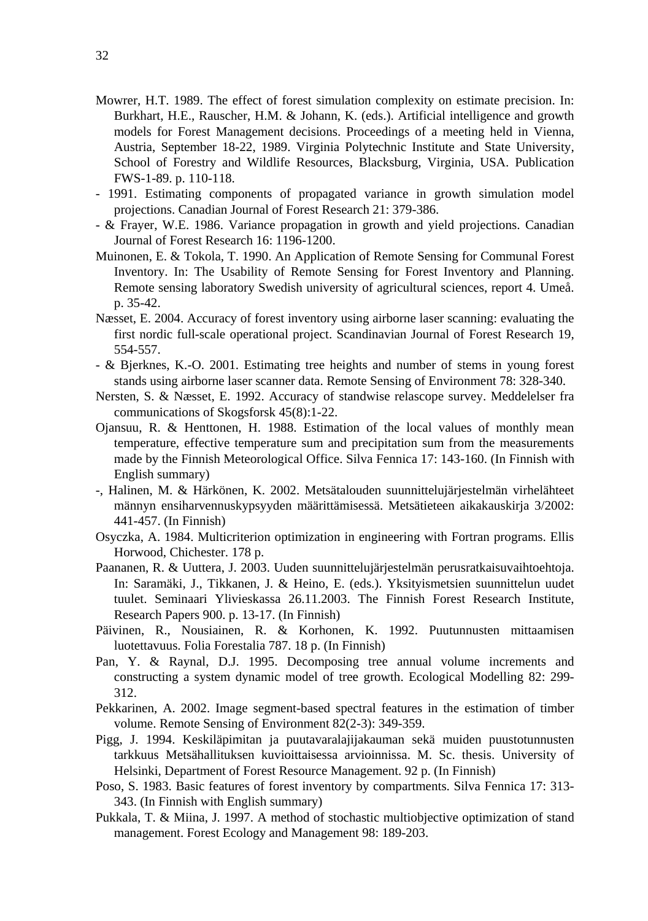Mowrer, H.T. 1989. The effect of forest simulation complexity on estimate precision. In: Burkhart, H.E., Rauscher, H.M. & Johann, K. (eds.). Artificial intelligence and growth models for Forest Management decisions. Proceedings of a meeting held in Vienna, Austria, September 18-22, 1989. Virginia Polytechnic Institute and State University, School of Forestry and Wildlife Resources, Blacksburg, Virginia, USA. Publication FWS-1-89. p. 110-118.

- 1991. Estimating components of propagated variance in growth simulation model projections. Canadian Journal of Forest Research 21: 379-386.

- & Frayer, W.E. 1986. Variance propagation in growth and yield projections. Canadian Journal of Forest Research 16: 1196-1200.

Muinonen, E. & Tokola, T. 1990. An Application of Remote Sensing for Communal Forest Inventory. In: The Usability of Remote Sensing for Forest Inventory and Planning. Remote sensing laboratory Swedish university of agricultural sciences, report 4. Umeå. p. 35-42.

Næsset, E. 2004. Accuracy of forest inventory using airborne laser scanning: evaluating the first nordic full-scale operational project. Scandinavian Journal of Forest Research 19, 554-557.

- & Bjerknes, K.-O. 2001. Estimating tree heights and number of stems in young forest stands using airborne laser scanner data. Remote Sensing of Environment 78: 328-340.

Nersten, S. & Næsset, E. 1992. Accuracy of standwise relascope survey. Meddelelser fra communications of Skogsforsk 45(8):1-22.

Ojansuu, R. & Henttonen, H. 1988. Estimation of the local values of monthly mean temperature, effective temperature sum and precipitation sum from the measurements made by the Finnish Meteorological Office. Silva Fennica 17: 143-160. (In Finnish with English summary)

-, Halinen, M. & Härkönen, K. 2002. Metsätalouden suunnittelujärjestelmän virhelähteet männyn ensiharvennuskypsyyden määrittämisessä. Metsätieteen aikakauskirja 3/2002: 441-457. (In Finnish)

Osyczka, A. 1984. Multicriterion optimization in engineering with Fortran programs. Ellis Horwood, Chichester. 178 p.

Paananen, R. & Uuttera, J. 2003. Uuden suunnittelujärjestelmän perusratkaisuvaihtoehtoja. In: Saramäki, J., Tikkanen, J. & Heino, E. (eds.). Yksityismetsien suunnittelun uudet tuulet. Seminaari Ylivieskassa 26.11.2003. The Finnish Forest Research Institute, Research Papers 900. p. 13-17. (In Finnish)

Päivinen, R., Nousiainen, R. & Korhonen, K. 1992. Puutunnusten mittaamisen luotettavuus. Folia Forestalia 787. 18 p. (In Finnish)

Pan, Y. & Raynal, D.J. 1995. Decomposing tree annual volume increments and constructing a system dynamic model of tree growth. Ecological Modelling 82: 299-312.

Pekkarinen, A. 2002. Image segment-based spectral features in the estimation of timber volume. Remote Sensing of Environment 82(2-3): 349-359.

Pigg, J. 1994. Keskiläpimitan ja puutavaralajijakauman sekä muiden puustotunnusten tarkkuus Metsähallituksen kuvioittaisessa arvioinnissa. M. Sc. thesis. University of Helsinki, Department of Forest Resource Management. 92 p. (In Finnish)

Poso, S. 1983. Basic features of forest inventory by compartments. Silva Fennica 17: 313-343. (In Finnish with English summary)

Pukkala, T. & Miina, J. 1997. A method of stochastic multiobjective optimization of stand management. Forest Ecology and Management 98: 189-203.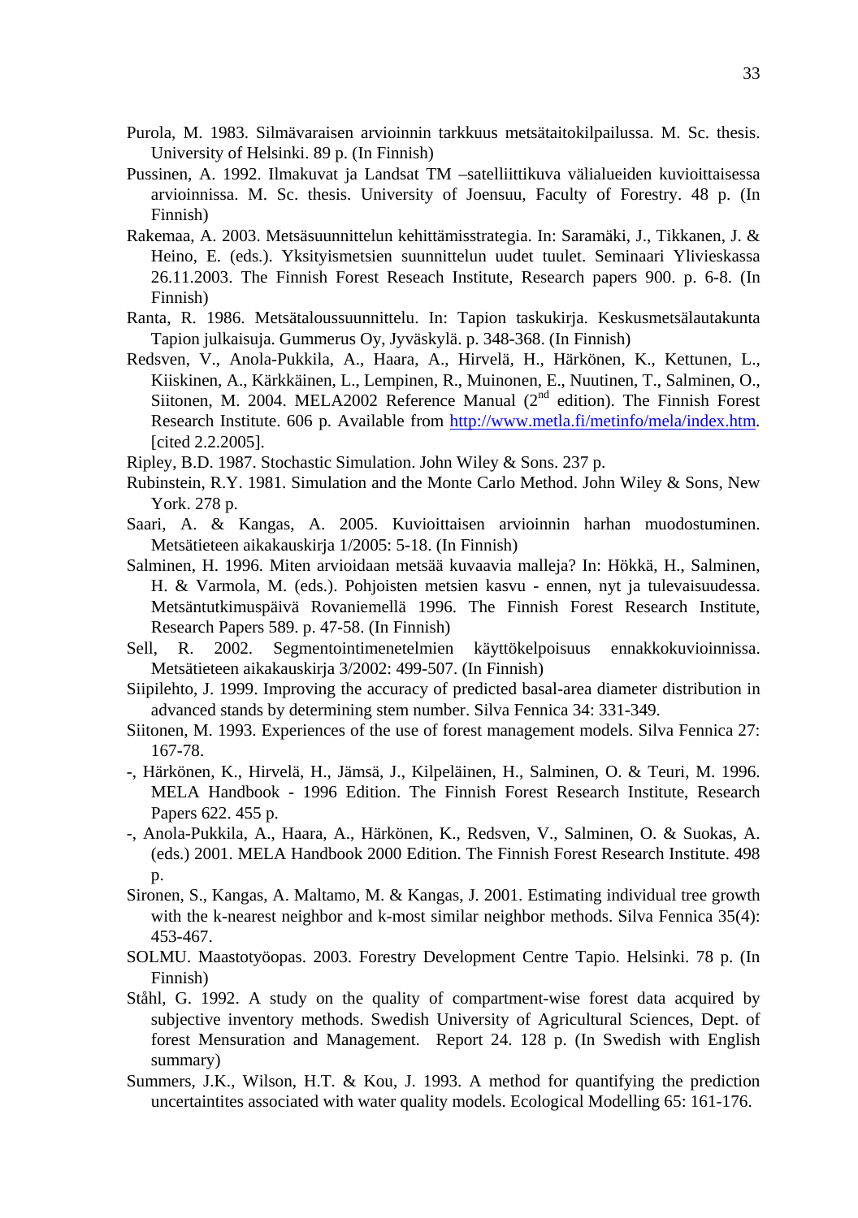Purola, M. 1983. Silmävaraisen arvioinnin tarkkuus metsätaitokilpailussa. M. Sc. thesis. University of Helsinki. 89 p. (In Finnish)

Pussinen, A. 1992. Ilmakuvat ja Landsat TM –satelliittikuva välialueiden kuvioittaisessa arvioinnissa. M. Sc. thesis. University of Joensuu, Faculty of Forestry. 48 p. (In Finnish)

Rakemaa, A. 2003. Metsäsuunnittelun kehittämisstrategia. In: Saramäki, J., Tikkanen, J. & Heino, E. (eds.). Yksityismetsien suunnittelun uudet tuulet. Seminaari Ylivieskassa 26.11.2003. The Finnish Forest Reseach Institute, Research papers 900. p. 6-8. (In Finnish)

Ranta, R. 1986. Metsätaloussuunnittelu. In: Tapion taskukirja. Keskusmetsälautakunta Tapion julkaisuja. Gummerus Oy, Jyväskylä. p. 348-368. (In Finnish)

Redsven, V., Anola-Pukkila, A., Haara, A., Hirvelä, H., Härkönen, K., Kettunen, L., Kiiskinen, A., Kärkkäinen, L., Lempinen, R., Muinonen, E., Nuutinen, T., Salminen, O., Siitonen, M. 2004. MELA2002 Reference Manual (2nd edition). The Finnish Forest Research Institute. 606 p. Available from http://www.metla.fi/metinfo/mela/index.htm. [cited 2.2.2005].

Ripley, B.D. 1987. Stochastic Simulation. John Wiley & Sons. 237 p.

Rubinstein, R.Y. 1981. Simulation and the Monte Carlo Method. John Wiley & Sons, New York. 278 p.

Saari, A. & Kangas, A. 2005. Kuvioittaisen arvioinnin harhan muodostuminen. Metsätieteen aikakauskirja 1/2005: 5-18. (In Finnish)

Salminen, H. 1996. Miten arvioidaan metsää kuvaavia malleja? In: Hökkä, H., Salminen, H. & Varmola, M. (eds.). Pohjoisten metsien kasvu - ennen, nyt ja tulevaisuudessa. Metsäntutkimuspäivä Rovaniemellä 1996. The Finnish Forest Research Institute, Research Papers 589. p. 47-58. (In Finnish)

Sell, R. 2002. Segmentointimenetelmien käyttökelpoisuus ennakkokuvioinnissa. Metsätieteen aikakauskirja 3/2002: 499-507. (In Finnish)

Siipilehto, J. 1999. Improving the accuracy of predicted basal-area diameter distribution in advanced stands by determining stem number. Silva Fennica 34: 331-349.

Siitonen, M. 1993. Experiences of the use of forest management models. Silva Fennica 27: 167-78.

-, Härkönen, K., Hirvelä, H., Jämsä, J., Kilpeläinen, H., Salminen, O. & Teuri, M. 1996. MELA Handbook - 1996 Edition. The Finnish Forest Research Institute, Research Papers 622. 455 p.

-, Anola-Pukkila, A., Haara, A., Härkönen, K., Redsven, V., Salminen, O. & Suokas, A. (eds.) 2001. MELA Handbook 2000 Edition. The Finnish Forest Research Institute. 498 p.

Sironen, S., Kangas, A. Maltamo, M. & Kangas, J. 2001. Estimating individual tree growth with the k-nearest neighbor and k-most similar neighbor methods. Silva Fennica 35(4): 453-467.

SOLMU. Maastotyöopas. 2003. Forestry Development Centre Tapio. Helsinki. 78 p. (In Finnish)

Ståhl, G. 1992. A study on the quality of compartment-wise forest data acquired by subjective inventory methods. Swedish University of Agricultural Sciences, Dept. of forest Mensuration and Management. Report 24. 128 p. (In Swedish with English summary)

Summers, J.K., Wilson, H.T. & Kou, J. 1993. A method for quantifying the prediction uncertaintites associated with water quality models. Ecological Modelling 65: 161-176.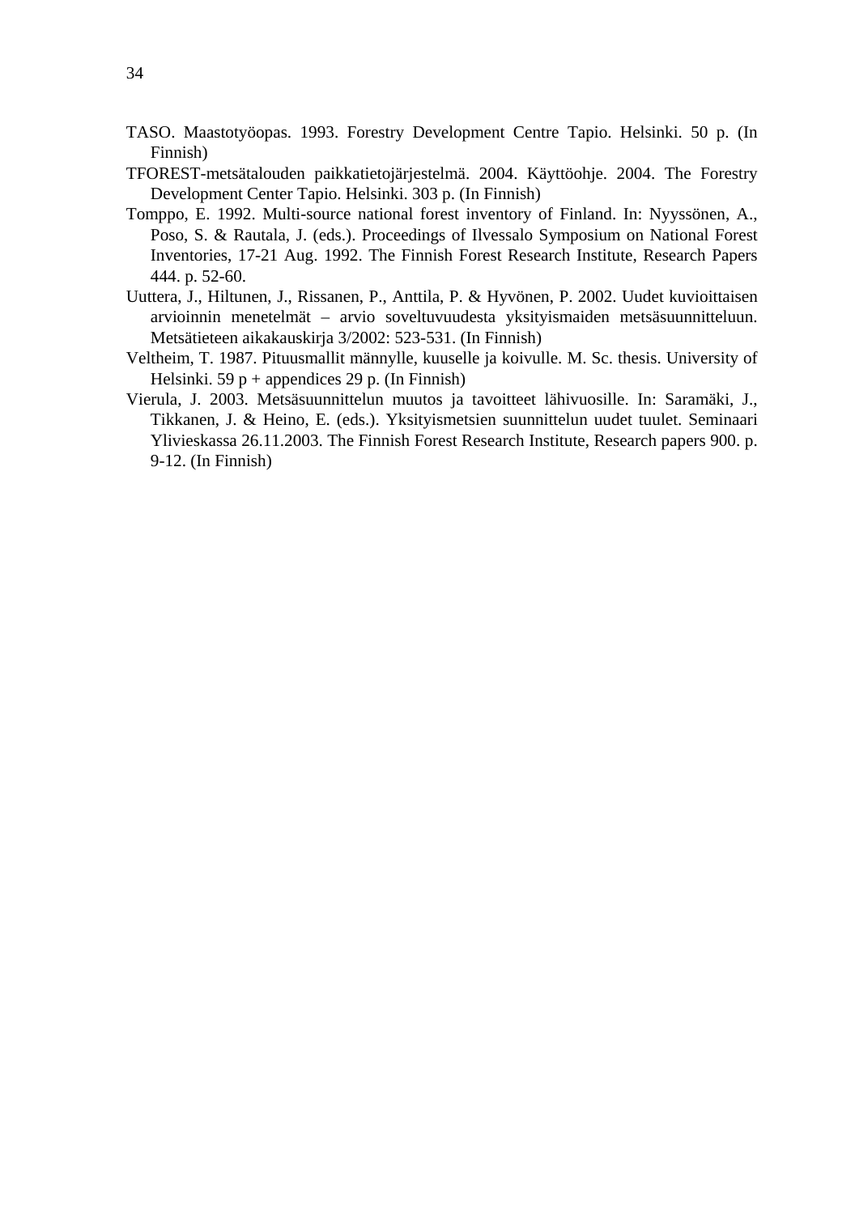TASO. Maastotyöopas. 1993. Forestry Development Centre Tapio. Helsinki. 50 p. (In Finnish)

TFOREST-metsätalouden paikkatietojärjestelmä. 2004. Käyttöohje. 2004. The Forestry Development Center Tapio. Helsinki. 303 p. (In Finnish)

Tomppo, E. 1992. Multi-source national forest inventory of Finland. In: Nyyssönen, A., Poso, S. & Rautala, J. (eds.). Proceedings of Ilvessalo Symposium on National Forest Inventories, 17-21 Aug. 1992. The Finnish Forest Research Institute, Research Papers 444. p. 52-60.

Uuttera, J., Hiltunen, J., Rissanen, P., Anttila, P. & Hyvönen, P. 2002. Uudet kuvioittaisen arvioinnin menetelmät – arvio soveltuvuudesta yksityismaiden metsäsuunnitteluun. Metsätieteen aikakauskirja 3/2002: 523-531. (In Finnish)

Veltheim, T. 1987. Pituusmallit männylle, kuuselle ja koivulle. M. Sc. thesis. University of Helsinki. 59 p + appendices 29 p. (In Finnish)

Vierula, J. 2003. Metsäsuunnittelun muutos ja tavoitteet lähivuosille. In: Saramäki, J., Tikkanen, J. & Heino, E. (eds.). Yksityismetsien suunnittelun uudet tuulet. Seminaari Ylivieskassa 26.11.2003. The Finnish Forest Research Institute, Research papers 900. p. 9-12. (In Finnish)